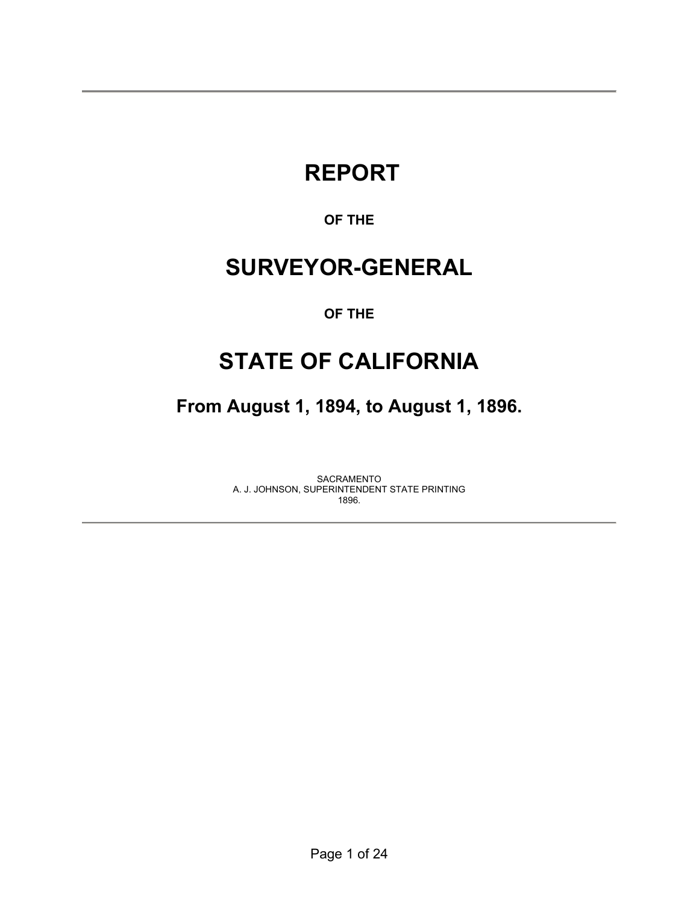# REPORT

**OF THE**

# SURVEYOR-GENERAL

**OF THE**

# STATE OF CALIFORNIA

## From August 1, 1894, to August 1, 1896.

SACRAMENTO
A. J. JOHNSON, SUPERINTENDENT STATE PRINTING
1896.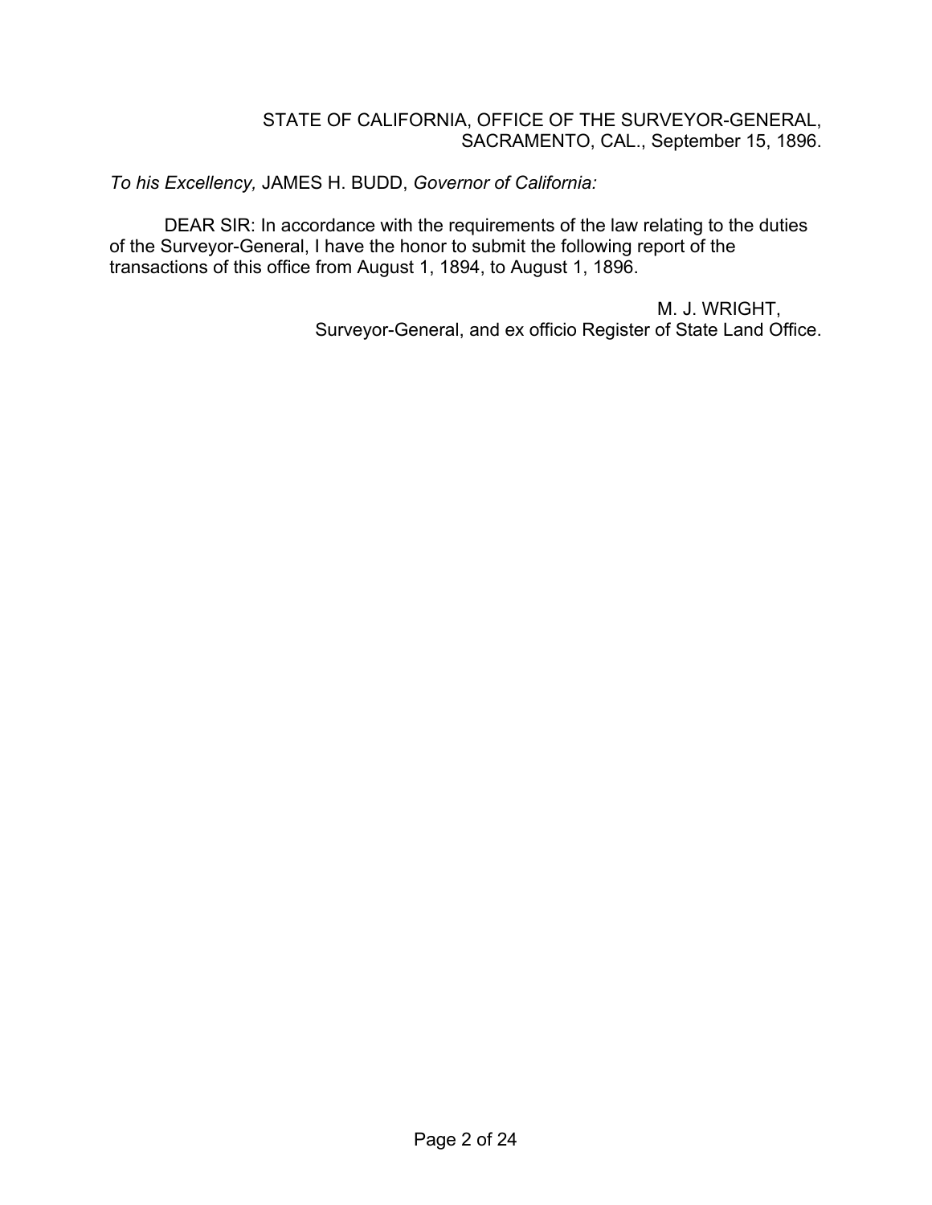STATE OF CALIFORNIA, OFFICE OF THE SURVEYOR-GENERAL,
SACRAMENTO, CAL., September 15, 1896.

*To his Excellency,* JAMES H. BUDD, *Governor of California:*

DEAR SIR: In accordance with the requirements of the law relating to the duties of the Surveyor-General, I have the honor to submit the following report of the transactions of this office from August 1, 1894, to August 1, 1896.

M. J. WRIGHT,
Surveyor-General, and ex officio Register of State Land Office.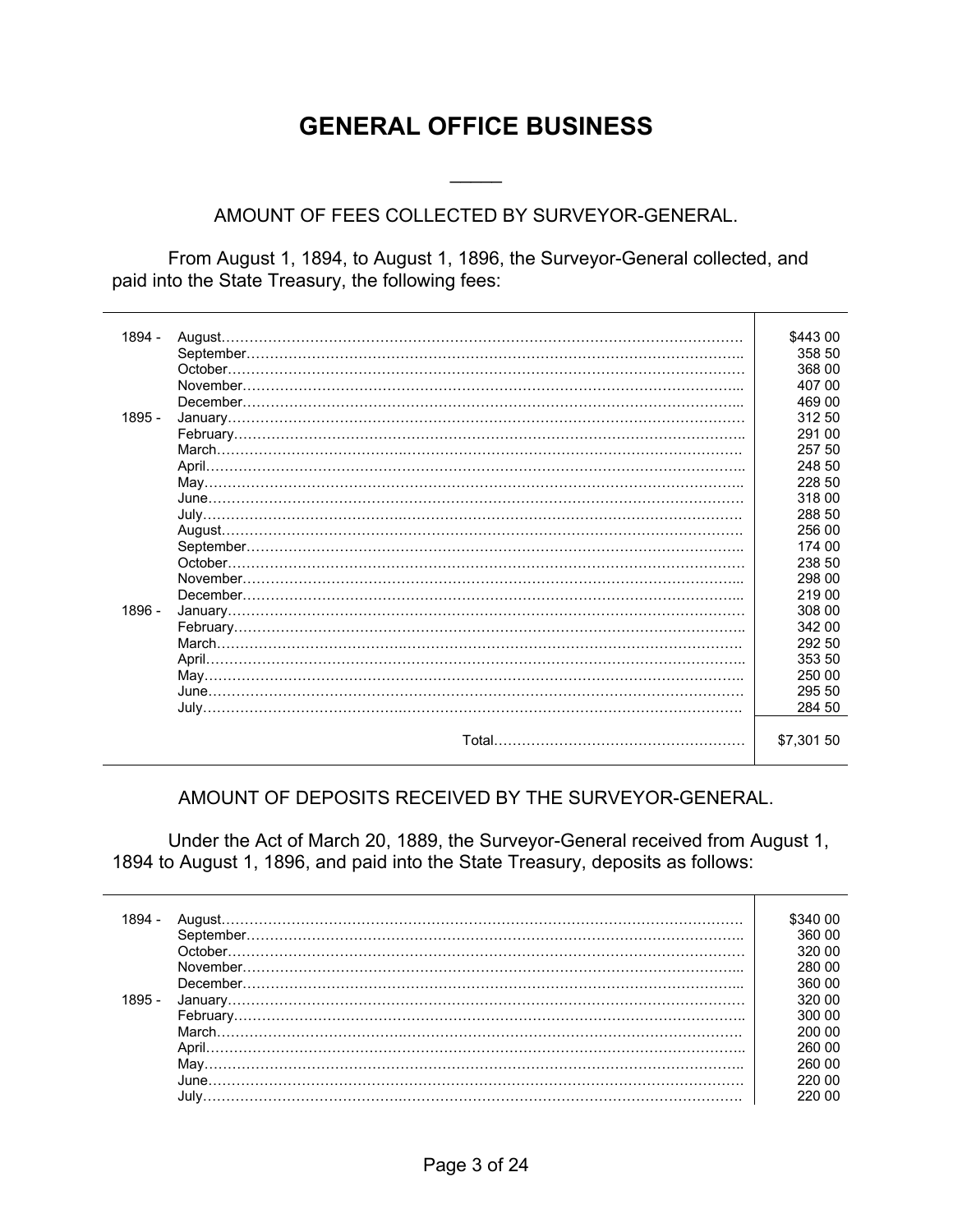# GENERAL OFFICE BUSINESS

## AMOUNT OF FEES COLLECTED BY SURVEYOR-GENERAL.

From August 1, 1894, to August 1, 1896, the Surveyor-General collected, and paid into the State Treasury, the following fees:

| | | |
|---|---|---|
| 1894 - | August | $443 00 |
| | September | 358 50 |
| | October | 368 00 |
| | November | 407 00 |
| | December | 469 00 |
| 1895 - | January | 312 50 |
| | February | 291 00 |
| | March | 257 50 |
| | April | 248 50 |
| | May | 228 50 |
| | June | 318 00 |
| | July | 288 50 |
| | August | 256 00 |
| | September | 174 00 |
| | October | 238 50 |
| | November | 298 00 |
| | December | 219 00 |
| 1896 - | January | 308 00 |
| | February | 342 00 |
| | March | 292 50 |
| | April | 353 50 |
| | May | 250 00 |
| | June | 295 50 |
| | July | 284 50 |
| | Total | $7,301 50 |

## AMOUNT OF DEPOSITS RECEIVED BY THE SURVEYOR-GENERAL.

Under the Act of March 20, 1889, the Surveyor-General received from August 1, 1894 to August 1, 1896, and paid into the State Treasury, deposits as follows:

| | | |
|---|---|---|
| 1894 - | August | $340 00 |
| | September | 360 00 |
| | October | 320 00 |
| | November | 280 00 |
| | December | 360 00 |
| 1895 - | January | 320 00 |
| | February | 300 00 |
| | March | 200 00 |
| | April | 260 00 |
| | May | 260 00 |
| | June | 220 00 |
| | July | 220 00 |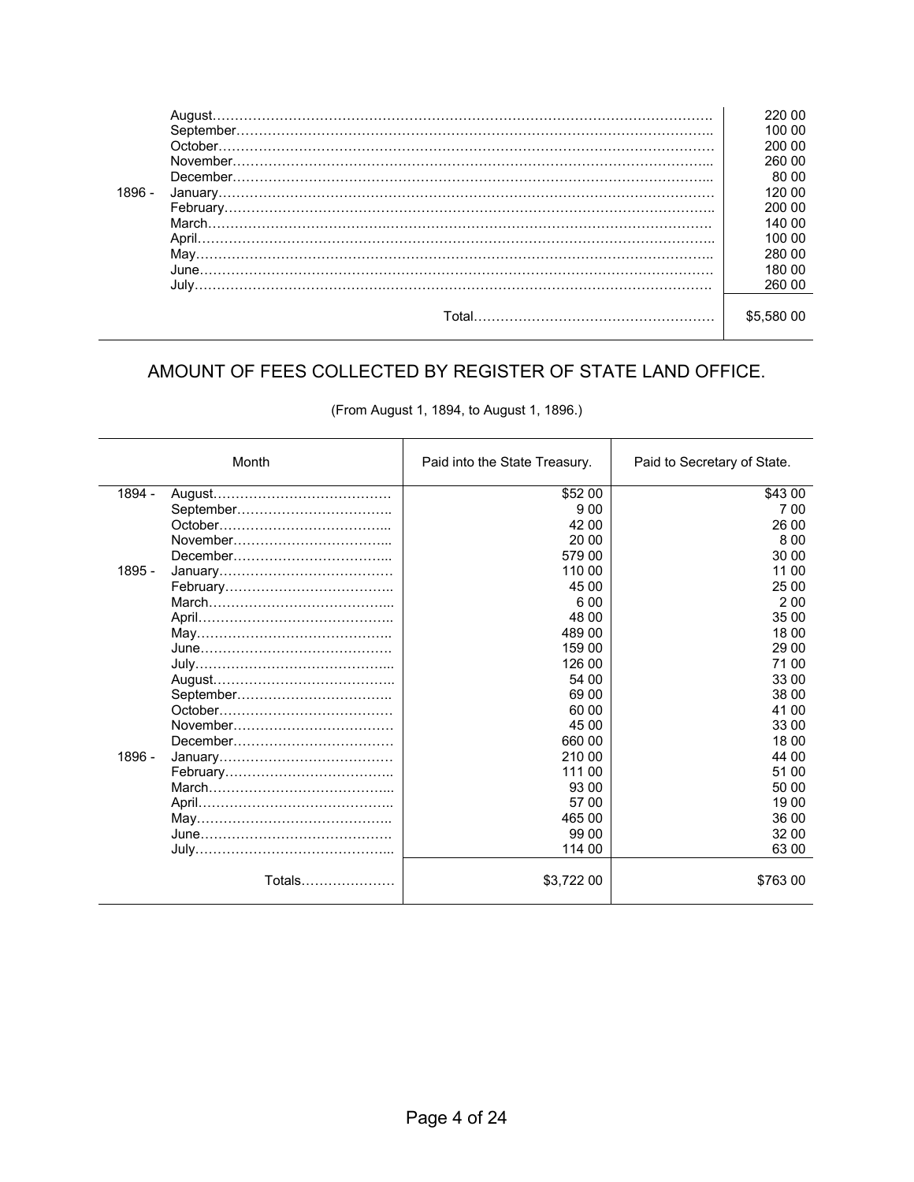| | | |
|---|---|---|
| | August | 220 00 |
| | September | 100 00 |
| | October | 200 00 |
| | November | 260 00 |
| | December | 80 00 |
| 1896 - | January | 120 00 |
| | February | 200 00 |
| | March | 140 00 |
| | April | 100 00 |
| | May | 280 00 |
| | June | 180 00 |
| | July | 260 00 |
| | Total | $5,580 00 |

## AMOUNT OF FEES COLLECTED BY REGISTER OF STATE LAND OFFICE.

(From August 1, 1894, to August 1, 1896.)

| Month | | Paid into the State Treasury. | Paid to Secretary of State. |
|---|---|---|---|
| 1894 - | August | $52 00 | $43 00 |
| | September | 9 00 | 7 00 |
| | October | 42 00 | 26 00 |
| | November | 20 00 | 8 00 |
| | December | 579 00 | 30 00 |
| 1895 - | January | 110 00 | 11 00 |
| | February | 45 00 | 25 00 |
| | March | 6 00 | 2 00 |
| | April | 48 00 | 35 00 |
| | May | 489 00 | 18 00 |
| | June | 159 00 | 29 00 |
| | July | 126 00 | 71 00 |
| | August | 54 00 | 33 00 |
| | September | 69 00 | 38 00 |
| | October | 60 00 | 41 00 |
| | November | 45 00 | 33 00 |
| | December | 660 00 | 18 00 |
| 1896 - | January | 210 00 | 44 00 |
| | February | 111 00 | 51 00 |
| | March | 93 00 | 50 00 |
| | April | 57 00 | 19 00 |
| | May | 465 00 | 36 00 |
| | June | 99 00 | 32 00 |
| | July | 114 00 | 63 00 |
| | Totals | $3,722 00 | $763 00 |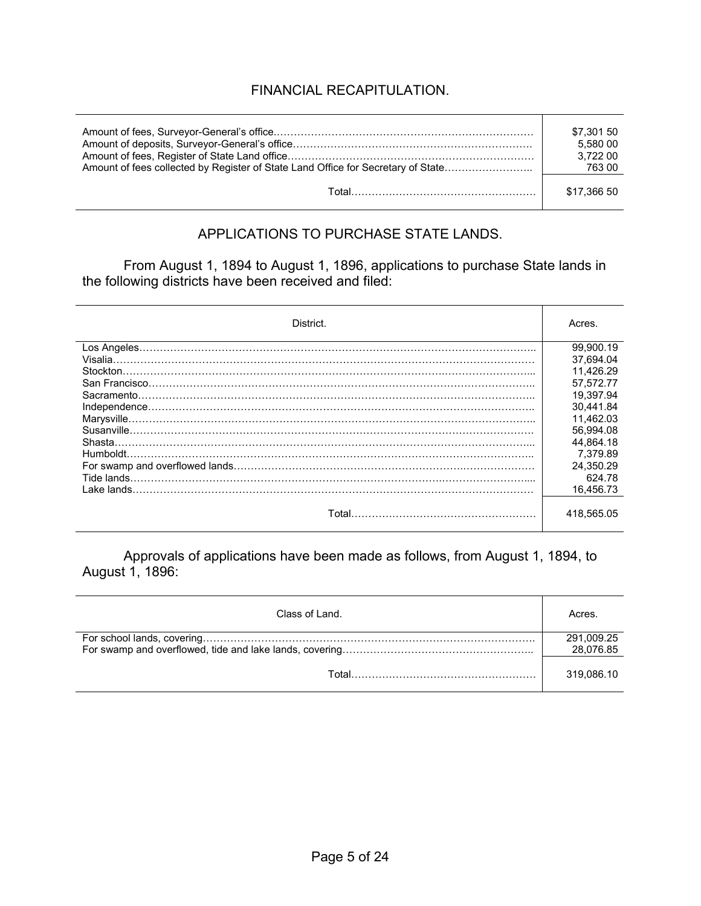## FINANCIAL RECAPITULATION.

| | |
|---|---|
| Amount of fees, Surveyor-General's office | $7,301 50 |
| Amount of deposits, Surveyor-General's office | 5,580 00 |
| Amount of fees, Register of State Land office | 3,722 00 |
| Amount of fees collected by Register of State Land Office for Secretary of State | 763 00 |
| Total | $17,366 50 |

## APPLICATIONS TO PURCHASE STATE LANDS.

From August 1, 1894 to August 1, 1896, applications to purchase State lands in the following districts have been received and filed:

| District. | Acres. |
|---|---|
| Los Angeles | 99,900.19 |
| Visalia | 37,694.04 |
| Stockton | 11,426.29 |
| San Francisco | 57,572.77 |
| Sacramento | 19,397.94 |
| Independence | 30,441.84 |
| Marysville | 11,462.03 |
| Susanville | 56,994.08 |
| Shasta | 44,864.18 |
| Humboldt | 7,379.89 |
| For swamp and overflowed lands | 24,350.29 |
| Tide lands | 624.78 |
| Lake lands | 16,456.73 |
| Total | 418,565.05 |

Approvals of applications have been made as follows, from August 1, 1894, to August 1, 1896:

| Class of Land. | Acres. |
|---|---|
| For school lands, covering | 291,009.25 |
| For swamp and overflowed, tide and lake lands, covering | 28,076.85 |
| Total | 319,086.10 |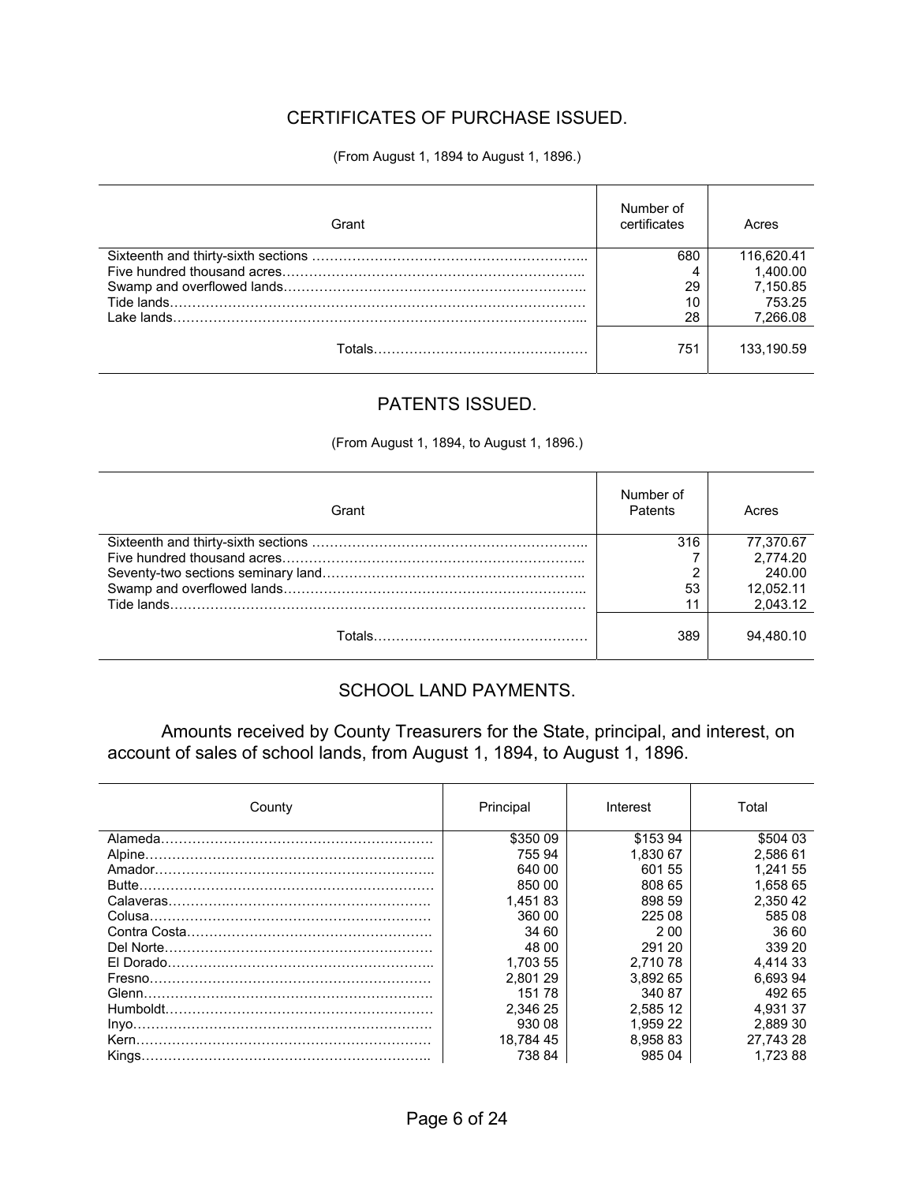## CERTIFICATES OF PURCHASE ISSUED.

(From August 1, 1894 to August 1, 1896.)

| Grant | Number of certificates | Acres |
|---|---|---|
| Sixteenth and thirty-sixth sections | 680 | 116,620.41 |
| Five hundred thousand acres | 4 | 1,400.00 |
| Swamp and overflowed lands | 29 | 7,150.85 |
| Tide lands | 10 | 753.25 |
| Lake lands | 28 | 7,266.08 |
| Totals | 751 | 133,190.59 |

## PATENTS ISSUED.

(From August 1, 1894, to August 1, 1896.)

| Grant | Number of Patents | Acres |
|---|---|---|
| Sixteenth and thirty-sixth sections | 316 | 77,370.67 |
| Five hundred thousand acres | 7 | 2,774.20 |
| Seventy-two sections seminary land | 2 | 240.00 |
| Swamp and overflowed lands | 53 | 12,052.11 |
| Tide lands | 11 | 2,043.12 |
| Totals | 389 | 94,480.10 |

## SCHOOL LAND PAYMENTS.

Amounts received by County Treasurers for the State, principal, and interest, on account of sales of school lands, from August 1, 1894, to August 1, 1896.

| County | Principal | Interest | Total |
|---|---|---|---|
| Alameda | $350 09 | $153 94 | $504 03 |
| Alpine | 755 94 | 1,830 67 | 2,586 61 |
| Amador | 640 00 | 601 55 | 1,241 55 |
| Butte | 850 00 | 808 65 | 1,658 65 |
| Calaveras | 1,451 83 | 898 59 | 2,350 42 |
| Colusa | 360 00 | 225 08 | 585 08 |
| Contra Costa | 34 60 | 2 00 | 36 60 |
| Del Norte | 48 00 | 291 20 | 339 20 |
| El Dorado | 1,703 55 | 2,710 78 | 4,414 33 |
| Fresno | 2,801 29 | 3,892 65 | 6,693 94 |
| Glenn | 151 78 | 340 87 | 492 65 |
| Humboldt | 2,346 25 | 2,585 12 | 4,931 37 |
| Inyo | 930 08 | 1,959 22 | 2,889 30 |
| Kern | 18,784 45 | 8,958 83 | 27,743 28 |
| Kings | 738 84 | 985 04 | 1,723 88 |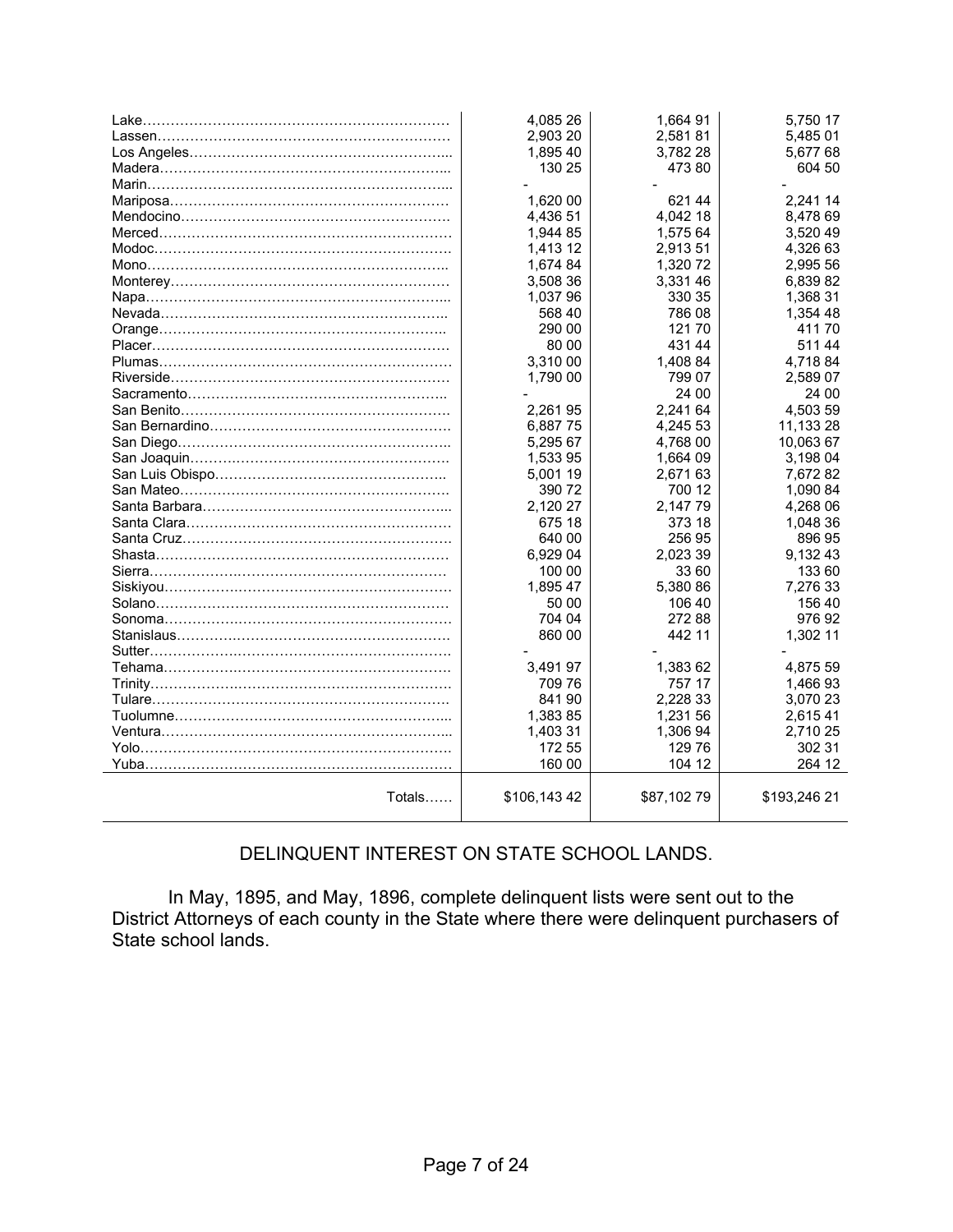| | | | |
|---|---|---|---|
| Lake………………………………………………………… | 4,085 26 | 1,664 91 | 5,750 17 |
| Lassen……………………………………………………… | 2,903 20 | 2,581 81 | 5,485 01 |
| Los Angeles……………………………………………….. | 1,895 40 | 3,782 28 | 5,677 68 |
| Madera……………………………………………………... | 130 25 | 473 80 | 604 50 |
| Marin………………………………………………………... | - | - | - |
| Mariposa…………………………………………………… | 1,620 00 | 621 44 | 2,241 14 |
| Mendocino…………………………………………………. | 4,436 51 | 4,042 18 | 8,478 69 |
| Merced………………………………………………………. | 1,944 85 | 1,575 64 | 3,520 49 |
| Modoc………………………………………………………. | 1,413 12 | 2,913 51 | 4,326 63 |
| Mono……………………………………………………….. | 1,674 84 | 1,320 72 | 2,995 56 |
| Monterey…………………………………………………… | 3,508 36 | 3,331 46 | 6,839 82 |
| Napa………………………………………………………... | 1,037 96 | 330 35 | 1,368 31 |
| Nevada…………………………………………………….. | 568 40 | 786 08 | 1,354 48 |
| Orange…………………………………………………….. | 290 00 | 121 70 | 411 70 |
| Placer………………………………………………………. | 80 00 | 431 44 | 511 44 |
| Plumas……………………………………………………… | 3,310 00 | 1,408 84 | 4,718 84 |
| Riverside…………………………………………………… | 1,790 00 | 799 07 | 2,589 07 |
| Sacramento……………………………………………….. | - | 24 00 | 24 00 |
| San Benito…………………………………………………. | 2,261 95 | 2,241 64 | 4,503 59 |
| San Bernardino……………………………………………. | 6,887 75 | 4,245 53 | 11,133 28 |
| San Diego………………………………………………….. | 5,295 67 | 4,768 00 | 10,063 67 |
| San Joaquin………………………………………………. | 1,533 95 | 1,664 09 | 3,198 04 |
| San Luis Obispo………………………………………….. | 5,001 19 | 2,671 63 | 7,672 82 |
| San Mateo…………………………………………………. | 390 72 | 700 12 | 1,090 84 |
| Santa Barbara……………………………………………... | 2,120 27 | 2,147 79 | 4,268 06 |
| Santa Clara………………………………………………… | 675 18 | 373 18 | 1,048 36 |
| Santa Cruz…………………………………………………. | 640 00 | 256 95 | 896 95 |
| Shasta………………………………………………………. | 6,929 04 | 2,023 39 | 9,132 43 |
| Sierra……………………………………………………….. | 100 00 | 33 60 | 133 60 |
| Siskiyou…………………………………………………….. | 1,895 47 | 5,380 86 | 7,276 33 |
| Solano……………………………………………………… | 50 00 | 106 40 | 156 40 |
| Sonoma…………………………………………………….. | 704 04 | 272 88 | 976 92 |
| Stanislaus………………………………………………….. | 860 00 | 442 11 | 1,302 11 |
| Sutter………………………………………………………. | - | - | - |
| Tehama…………………………………………………….. | 3,491 97 | 1,383 62 | 4,875 59 |
| Trinity………………………………………………………. | 709 76 | 757 17 | 1,466 93 |
| Tulare………………………………………………………. | 841 90 | 2,228 33 | 3,070 23 |
| Tuolumne………………………………………………….. | 1,383 85 | 1,231 56 | 2,615 41 |
| Ventura……………………………………………………... | 1,403 31 | 1,306 94 | 2,710 25 |
| Yolo…………………………………………………………. | 172 55 | 129 76 | 302 31 |
| Yuba………………………………………………………… | 160 00 | 104 12 | 264 12 |
| Totals…… | $106,143 42 | $87,102 79 | $193,246 21 |

DELINQUENT INTEREST ON STATE SCHOOL LANDS.

In May, 1895, and May, 1896, complete delinquent lists were sent out to the District Attorneys of each county in the State where there were delinquent purchasers of State school lands.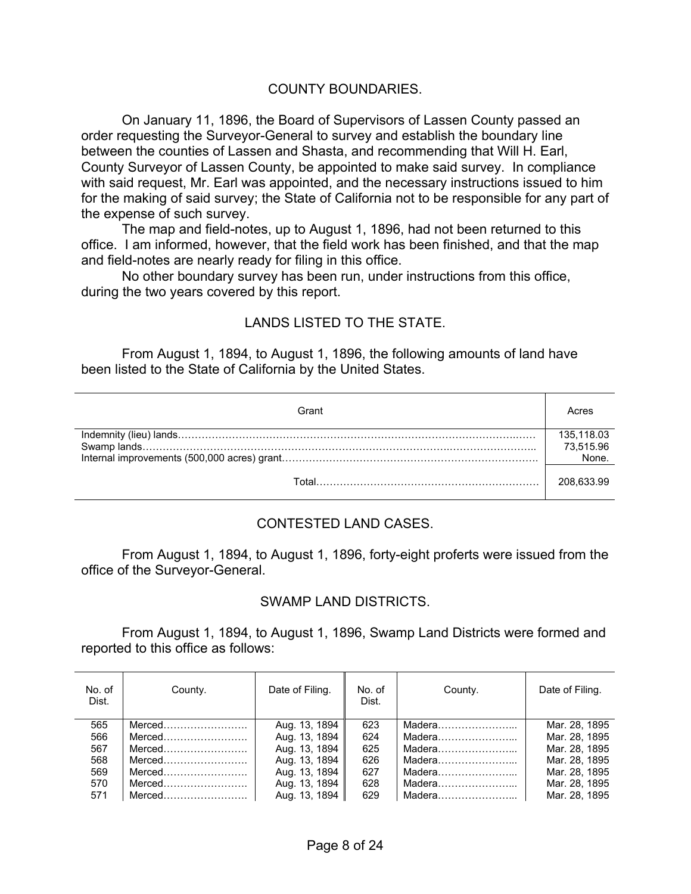## COUNTY BOUNDARIES.

On January 11, 1896, the Board of Supervisors of Lassen County passed an order requesting the Surveyor-General to survey and establish the boundary line between the counties of Lassen and Shasta, and recommending that Will H. Earl, County Surveyor of Lassen County, be appointed to make said survey. In compliance with said request, Mr. Earl was appointed, and the necessary instructions issued to him for the making of said survey; the State of California not to be responsible for any part of the expense of such survey.

The map and field-notes, up to August 1, 1896, had not been returned to this office. I am informed, however, that the field work has been finished, and that the map and field-notes are nearly ready for filing in this office.

No other boundary survey has been run, under instructions from this office, during the two years covered by this report.

## LANDS LISTED TO THE STATE.

From August 1, 1894, to August 1, 1896, the following amounts of land have been listed to the State of California by the United States.

| Grant | Acres |
|---|---|
| Indemnity (lieu) lands………………………………………………………………………………………… | 135,118.03 |
| Swamp lands…………………………………………………………………………………………………. | 73,515.96 |
| Internal improvements (500,000 acres) grant………………………………………………………………… | None. |
| Total………………………………………………………… | 208,633.99 |

## CONTESTED LAND CASES.

From August 1, 1894, to August 1, 1896, forty-eight proferts were issued from the office of the Surveyor-General.

## SWAMP LAND DISTRICTS.

From August 1, 1894, to August 1, 1896, Swamp Land Districts were formed and reported to this office as follows:

| No. of Dist. | County. | Date of Filing. | No. of Dist. | County. | Date of Filing. |
|---|---|---|---|---|---|
| 565 | Merced……………………. | Aug. 13, 1894 | 623 | Madera…………………... | Mar. 28, 1895 |
| 566 | Merced……………………. | Aug. 13, 1894 | 624 | Madera…………………... | Mar. 28, 1895 |
| 567 | Merced……………………. | Aug. 13, 1894 | 625 | Madera…………………... | Mar. 28, 1895 |
| 568 | Merced……………………. | Aug. 13, 1894 | 626 | Madera…………………... | Mar. 28, 1895 |
| 569 | Merced……………………. | Aug. 13, 1894 | 627 | Madera…………………... | Mar. 28, 1895 |
| 570 | Merced……………………. | Aug. 13, 1894 | 628 | Madera…………………... | Mar. 28, 1895 |
| 571 | Merced……………………. | Aug. 13, 1894 | 629 | Madera…………………... | Mar. 28, 1895 |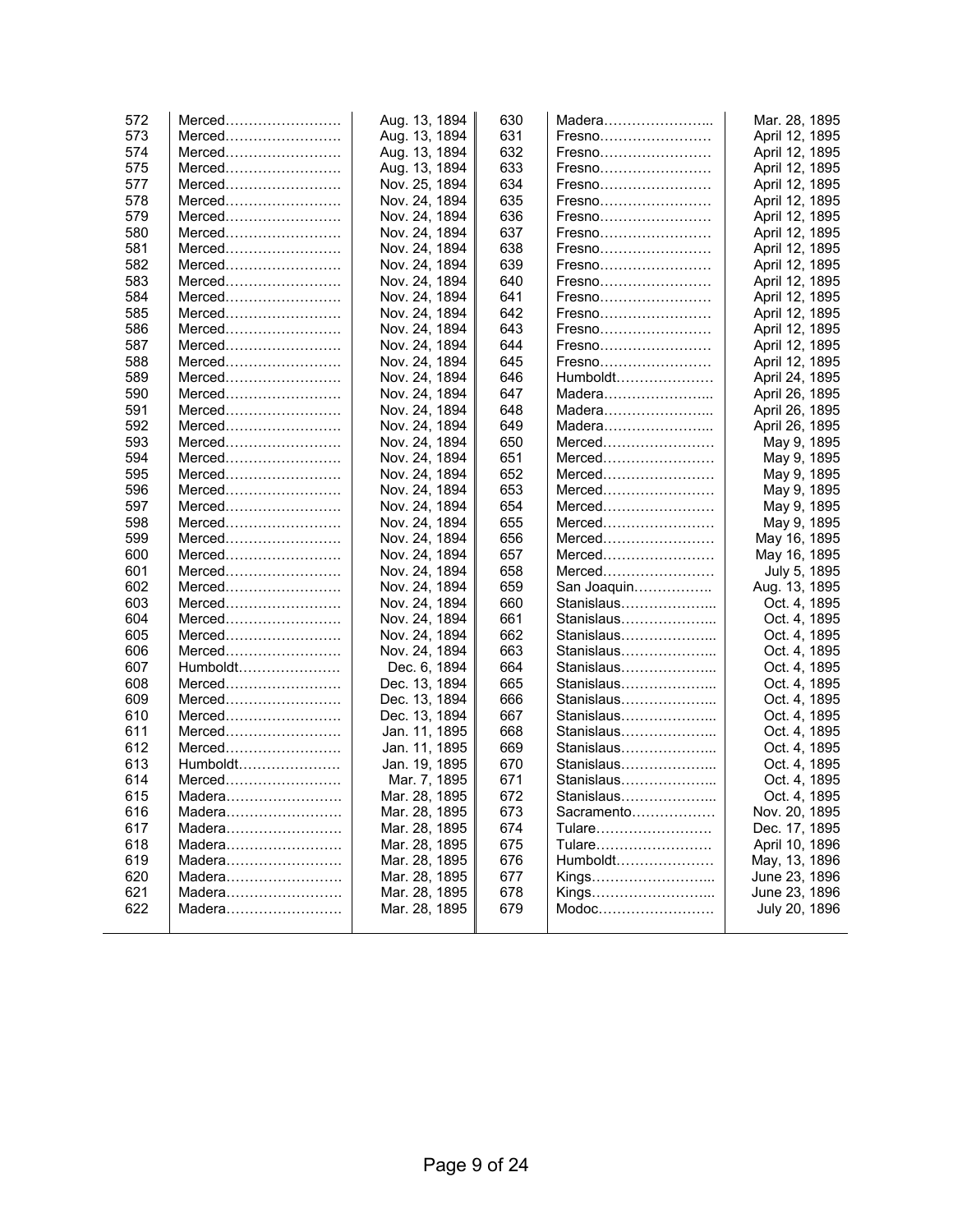| | | | | | |
|---|---|---|---|---|---|
| 572 | Merced……………………. | Aug. 13, 1894 | 630 | Madera…………………... | Mar. 28, 1895 |
| 573 | Merced……………………. | Aug. 13, 1894 | 631 | Fresno…………………… | April 12, 1895 |
| 574 | Merced……………………. | Aug. 13, 1894 | 632 | Fresno…………………… | April 12, 1895 |
| 575 | Merced……………………. | Aug. 13, 1894 | 633 | Fresno…………………… | April 12, 1895 |
| 577 | Merced……………………. | Nov. 25, 1894 | 634 | Fresno…………………… | April 12, 1895 |
| 578 | Merced……………………. | Nov. 24, 1894 | 635 | Fresno…………………… | April 12, 1895 |
| 579 | Merced……………………. | Nov. 24, 1894 | 636 | Fresno…………………… | April 12, 1895 |
| 580 | Merced……………………. | Nov. 24, 1894 | 637 | Fresno…………………… | April 12, 1895 |
| 581 | Merced……………………. | Nov. 24, 1894 | 638 | Fresno…………………… | April 12, 1895 |
| 582 | Merced……………………. | Nov. 24, 1894 | 639 | Fresno…………………… | April 12, 1895 |
| 583 | Merced……………………. | Nov. 24, 1894 | 640 | Fresno…………………… | April 12, 1895 |
| 584 | Merced……………………. | Nov. 24, 1894 | 641 | Fresno…………………… | April 12, 1895 |
| 585 | Merced……………………. | Nov. 24, 1894 | 642 | Fresno…………………… | April 12, 1895 |
| 586 | Merced……………………. | Nov. 24, 1894 | 643 | Fresno…………………… | April 12, 1895 |
| 587 | Merced……………………. | Nov. 24, 1894 | 644 | Fresno…………………… | April 12, 1895 |
| 588 | Merced……………………. | Nov. 24, 1894 | 645 | Fresno…………………… | April 12, 1895 |
| 589 | Merced……………………. | Nov. 24, 1894 | 646 | Humboldt………………… | April 24, 1895 |
| 590 | Merced……………………. | Nov. 24, 1894 | 647 | Madera…………………... | April 26, 1895 |
| 591 | Merced……………………. | Nov. 24, 1894 | 648 | Madera…………………... | April 26, 1895 |
| 592 | Merced……………………. | Nov. 24, 1894 | 649 | Madera…………………... | April 26, 1895 |
| 593 | Merced……………………. | Nov. 24, 1894 | 650 | Merced…………………… | May 9, 1895 |
| 594 | Merced……………………. | Nov. 24, 1894 | 651 | Merced…………………… | May 9, 1895 |
| 595 | Merced……………………. | Nov. 24, 1894 | 652 | Merced…………………… | May 9, 1895 |
| 596 | Merced……………………. | Nov. 24, 1894 | 653 | Merced…………………… | May 9, 1895 |
| 597 | Merced……………………. | Nov. 24, 1894 | 654 | Merced…………………… | May 9, 1895 |
| 598 | Merced……………………. | Nov. 24, 1894 | 655 | Merced…………………… | May 9, 1895 |
| 599 | Merced……………………. | Nov. 24, 1894 | 656 | Merced…………………… | May 16, 1895 |
| 600 | Merced……………………. | Nov. 24, 1894 | 657 | Merced…………………… | May 16, 1895 |
| 601 | Merced……………………. | Nov. 24, 1894 | 658 | Merced…………………… | July 5, 1895 |
| 602 | Merced……………………. | Nov. 24, 1894 | 659 | San Joaquin…………….. | Aug. 13, 1895 |
| 603 | Merced……………………. | Nov. 24, 1894 | 660 | Stanislaus………………... | Oct. 4, 1895 |
| 604 | Merced……………………. | Nov. 24, 1894 | 661 | Stanislaus………………... | Oct. 4, 1895 |
| 605 | Merced……………………. | Nov. 24, 1894 | 662 | Stanislaus………………... | Oct. 4, 1895 |
| 606 | Merced……………………. | Nov. 24, 1894 | 663 | Stanislaus………………... | Oct. 4, 1895 |
| 607 | Humboldt…………………. | Dec. 6, 1894 | 664 | Stanislaus………………... | Oct. 4, 1895 |
| 608 | Merced……………………. | Dec. 13, 1894 | 665 | Stanislaus………………... | Oct. 4, 1895 |
| 609 | Merced……………………. | Dec. 13, 1894 | 666 | Stanislaus………………... | Oct. 4, 1895 |
| 610 | Merced……………………. | Dec. 13, 1894 | 667 | Stanislaus………………... | Oct. 4, 1895 |
| 611 | Merced……………………. | Jan. 11, 1895 | 668 | Stanislaus………………... | Oct. 4, 1895 |
| 612 | Merced……………………. | Jan. 11, 1895 | 669 | Stanislaus………………... | Oct. 4, 1895 |
| 613 | Humboldt…………………. | Jan. 19, 1895 | 670 | Stanislaus………………... | Oct. 4, 1895 |
| 614 | Merced……………………. | Mar. 7, 1895 | 671 | Stanislaus………………... | Oct. 4, 1895 |
| 615 | Madera……………………. | Mar. 28, 1895 | 672 | Stanislaus………………... | Oct. 4, 1895 |
| 616 | Madera……………………. | Mar. 28, 1895 | 673 | Sacramento……………… | Nov. 20, 1895 |
| 617 | Madera……………………. | Mar. 28, 1895 | 674 | Tulare……………………. | Dec. 17, 1895 |
| 618 | Madera……………………. | Mar. 28, 1895 | 675 | Tulare……………………. | April 10, 1896 |
| 619 | Madera……………………. | Mar. 28, 1895 | 676 | Humboldt………………… | May, 13, 1896 |
| 620 | Madera……………………. | Mar. 28, 1895 | 677 | Kings……………………... | June 23, 1896 |
| 621 | Madera……………………. | Mar. 28, 1895 | 678 | Kings……………………... | June 23, 1896 |
| 622 | Madera……………………. | Mar. 28, 1895 | 679 | Modoc……………………. | July 20, 1896 |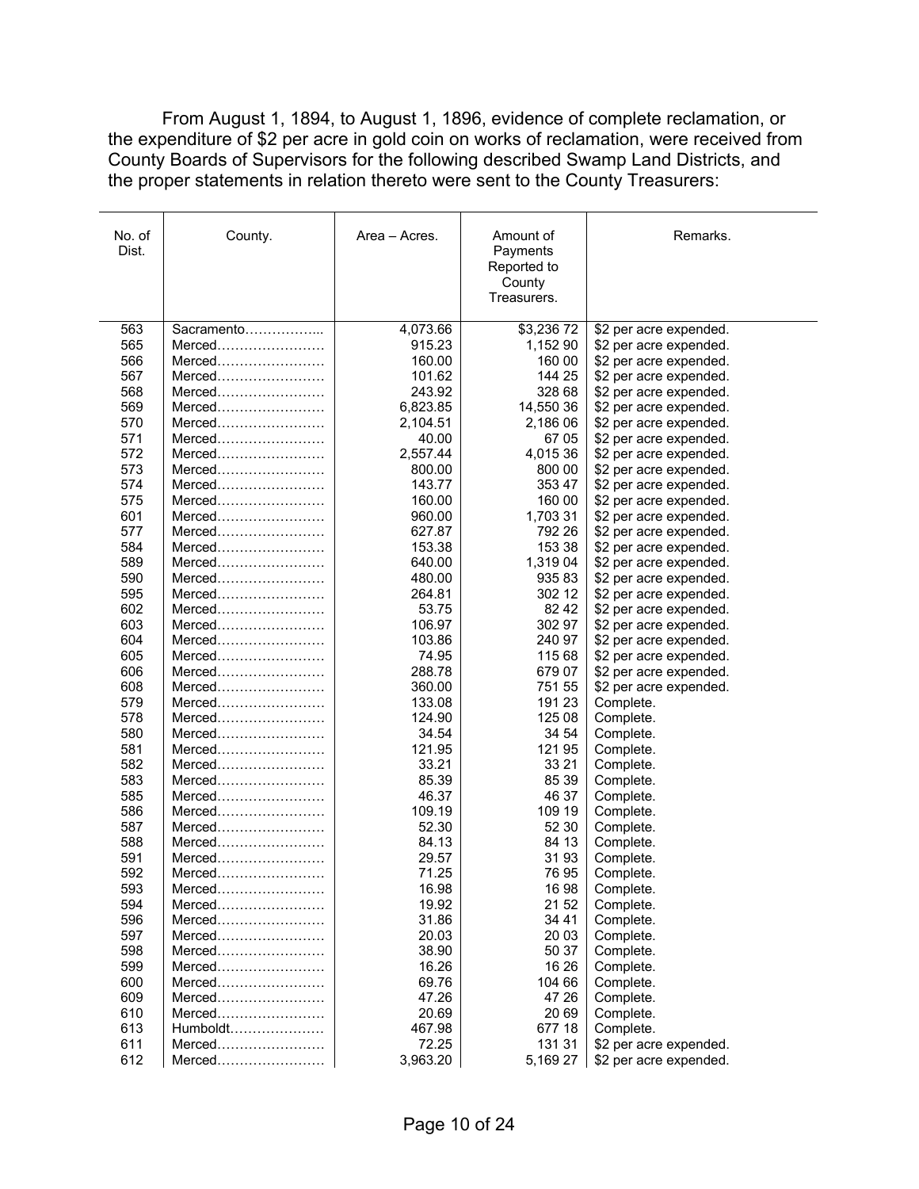From August 1, 1894, to August 1, 1896, evidence of complete reclamation, or the expenditure of $2 per acre in gold coin on works of reclamation, were received from County Boards of Supervisors for the following described Swamp Land Districts, and the proper statements in relation thereto were sent to the County Treasurers:

| No. of Dist. | County. | Area – Acres. | Amount of Payments Reported to County Treasurers. | Remarks. |
|---|---|---|---|---|
| 563 | Sacramento | 4,073.66 | $3,236 72 | $2 per acre expended. |
| 565 | Merced | 915.23 | 1,152 90 | $2 per acre expended. |
| 566 | Merced | 160.00 | 160 00 | $2 per acre expended. |
| 567 | Merced | 101.62 | 144 25 | $2 per acre expended. |
| 568 | Merced | 243.92 | 328 68 | $2 per acre expended. |
| 569 | Merced | 6,823.85 | 14,550 36 | $2 per acre expended. |
| 570 | Merced | 2,104.51 | 2,186 06 | $2 per acre expended. |
| 571 | Merced | 40.00 | 67 05 | $2 per acre expended. |
| 572 | Merced | 2,557.44 | 4,015 36 | $2 per acre expended. |
| 573 | Merced | 800.00 | 800 00 | $2 per acre expended. |
| 574 | Merced | 143.77 | 353 47 | $2 per acre expended. |
| 575 | Merced | 160.00 | 160 00 | $2 per acre expended. |
| 601 | Merced | 960.00 | 1,703 31 | $2 per acre expended. |
| 577 | Merced | 627.87 | 792 26 | $2 per acre expended. |
| 584 | Merced | 153.38 | 153 38 | $2 per acre expended. |
| 589 | Merced | 640.00 | 1,319 04 | $2 per acre expended. |
| 590 | Merced | 480.00 | 935 83 | $2 per acre expended. |
| 595 | Merced | 264.81 | 302 12 | $2 per acre expended. |
| 602 | Merced | 53.75 | 82 42 | $2 per acre expended. |
| 603 | Merced | 106.97 | 302 97 | $2 per acre expended. |
| 604 | Merced | 103.86 | 240 97 | $2 per acre expended. |
| 605 | Merced | 74.95 | 115 68 | $2 per acre expended. |
| 606 | Merced | 288.78 | 679 07 | $2 per acre expended. |
| 608 | Merced | 360.00 | 751 55 | $2 per acre expended. |
| 579 | Merced | 133.08 | 191 23 | Complete. |
| 578 | Merced | 124.90 | 125 08 | Complete. |
| 580 | Merced | 34.54 | 34 54 | Complete. |
| 581 | Merced | 121.95 | 121 95 | Complete. |
| 582 | Merced | 33.21 | 33 21 | Complete. |
| 583 | Merced | 85.39 | 85 39 | Complete. |
| 585 | Merced | 46.37 | 46 37 | Complete. |
| 586 | Merced | 109.19 | 109 19 | Complete. |
| 587 | Merced | 52.30 | 52 30 | Complete. |
| 588 | Merced | 84.13 | 84 13 | Complete. |
| 591 | Merced | 29.57 | 31 93 | Complete. |
| 592 | Merced | 71.25 | 76 95 | Complete. |
| 593 | Merced | 16.98 | 16 98 | Complete. |
| 594 | Merced | 19.92 | 21 52 | Complete. |
| 596 | Merced | 31.86 | 34 41 | Complete. |
| 597 | Merced | 20.03 | 20 03 | Complete. |
| 598 | Merced | 38.90 | 50 37 | Complete. |
| 599 | Merced | 16.26 | 16 26 | Complete. |
| 600 | Merced | 69.76 | 104 66 | Complete. |
| 609 | Merced | 47.26 | 47 26 | Complete. |
| 610 | Merced | 20.69 | 20 69 | Complete. |
| 613 | Humboldt | 467.98 | 677 18 | Complete. |
| 611 | Merced | 72.25 | 131 31 | $2 per acre expended. |
| 612 | Merced | 3,963.20 | 5,169 27 | $2 per acre expended. |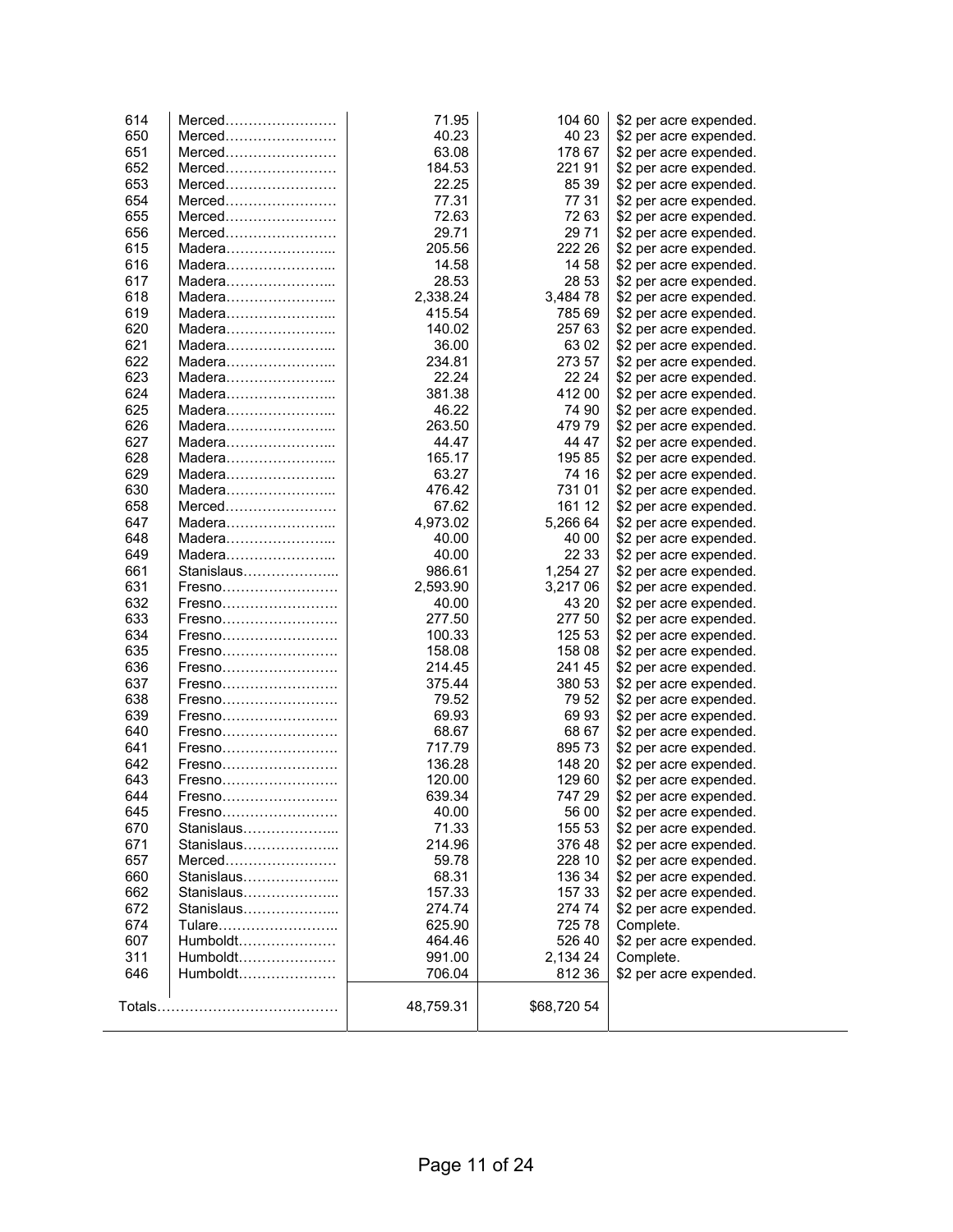| | | | | |
|---|---|---|---|---|
| 614 | Merced…………………… | 71.95 | 104 60 | $2 per acre expended. |
| 650 | Merced…………………… | 40.23 | 40 23 | $2 per acre expended. |
| 651 | Merced…………………… | 63.08 | 178 67 | $2 per acre expended. |
| 652 | Merced…………………… | 184.53 | 221 91 | $2 per acre expended. |
| 653 | Merced…………………… | 22.25 | 85 39 | $2 per acre expended. |
| 654 | Merced…………………… | 77.31 | 77 31 | $2 per acre expended. |
| 655 | Merced…………………… | 72.63 | 72 63 | $2 per acre expended. |
| 656 | Merced…………………… | 29.71 | 29 71 | $2 per acre expended. |
| 615 | Madera…………………... | 205.56 | 222 26 | $2 per acre expended. |
| 616 | Madera…………………... | 14.58 | 14 58 | $2 per acre expended. |
| 617 | Madera…………………... | 28.53 | 28 53 | $2 per acre expended. |
| 618 | Madera…………………... | 2,338.24 | 3,484 78 | $2 per acre expended. |
| 619 | Madera…………………... | 415.54 | 785 69 | $2 per acre expended. |
| 620 | Madera…………………... | 140.02 | 257 63 | $2 per acre expended. |
| 621 | Madera…………………... | 36.00 | 63 02 | $2 per acre expended. |
| 622 | Madera…………………... | 234.81 | 273 57 | $2 per acre expended. |
| 623 | Madera…………………... | 22.24 | 22 24 | $2 per acre expended. |
| 624 | Madera…………………... | 381.38 | 412 00 | $2 per acre expended. |
| 625 | Madera…………………... | 46.22 | 74 90 | $2 per acre expended. |
| 626 | Madera…………………... | 263.50 | 479 79 | $2 per acre expended. |
| 627 | Madera…………………... | 44.47 | 44 47 | $2 per acre expended. |
| 628 | Madera…………………... | 165.17 | 195 85 | $2 per acre expended. |
| 629 | Madera…………………... | 63.27 | 74 16 | $2 per acre expended. |
| 630 | Madera…………………... | 476.42 | 731 01 | $2 per acre expended. |
| 658 | Merced…………………… | 67.62 | 161 12 | $2 per acre expended. |
| 647 | Madera…………………... | 4,973.02 | 5,266 64 | $2 per acre expended. |
| 648 | Madera…………………... | 40.00 | 40 00 | $2 per acre expended. |
| 649 | Madera…………………... | 40.00 | 22 33 | $2 per acre expended. |
| 661 | Stanislaus………………... | 986.61 | 1,254 27 | $2 per acre expended. |
| 631 | Fresno……………………. | 2,593.90 | 3,217 06 | $2 per acre expended. |
| 632 | Fresno……………………. | 40.00 | 43 20 | $2 per acre expended. |
| 633 | Fresno……………………. | 277.50 | 277 50 | $2 per acre expended. |
| 634 | Fresno……………………. | 100.33 | 125 53 | $2 per acre expended. |
| 635 | Fresno……………………. | 158.08 | 158 08 | $2 per acre expended. |
| 636 | Fresno……………………. | 214.45 | 241 45 | $2 per acre expended. |
| 637 | Fresno……………………. | 375.44 | 380 53 | $2 per acre expended. |
| 638 | Fresno……………………. | 79.52 | 79 52 | $2 per acre expended. |
| 639 | Fresno……………………. | 69.93 | 69 93 | $2 per acre expended. |
| 640 | Fresno……………………. | 68.67 | 68 67 | $2 per acre expended. |
| 641 | Fresno……………………. | 717.79 | 895 73 | $2 per acre expended. |
| 642 | Fresno……………………. | 136.28 | 148 20 | $2 per acre expended. |
| 643 | Fresno……………………. | 120.00 | 129 60 | $2 per acre expended. |
| 644 | Fresno……………………. | 639.34 | 747 29 | $2 per acre expended. |
| 645 | Fresno……………………. | 40.00 | 56 00 | $2 per acre expended. |
| 670 | Stanislaus………………... | 71.33 | 155 53 | $2 per acre expended. |
| 671 | Stanislaus………………... | 214.96 | 376 48 | $2 per acre expended. |
| 657 | Merced…………………… | 59.78 | 228 10 | $2 per acre expended. |
| 660 | Stanislaus………………... | 68.31 | 136 34 | $2 per acre expended. |
| 662 | Stanislaus………………... | 157.33 | 157 33 | $2 per acre expended. |
| 672 | Stanislaus………………... | 274.74 | 274 74 | $2 per acre expended. |
| 674 | Tulare……………………... | 625.90 | 725 78 | Complete. |
| 607 | Humboldt………………… | 464.46 | 526 40 | $2 per acre expended. |
| 311 | Humboldt………………… | 991.00 | 2,134 24 | Complete. |
| 646 | Humboldt………………… | 706.04 | 812 36 | $2 per acre expended. |
| Totals………………………………… | | 48,759.31 | $68,720 54 | |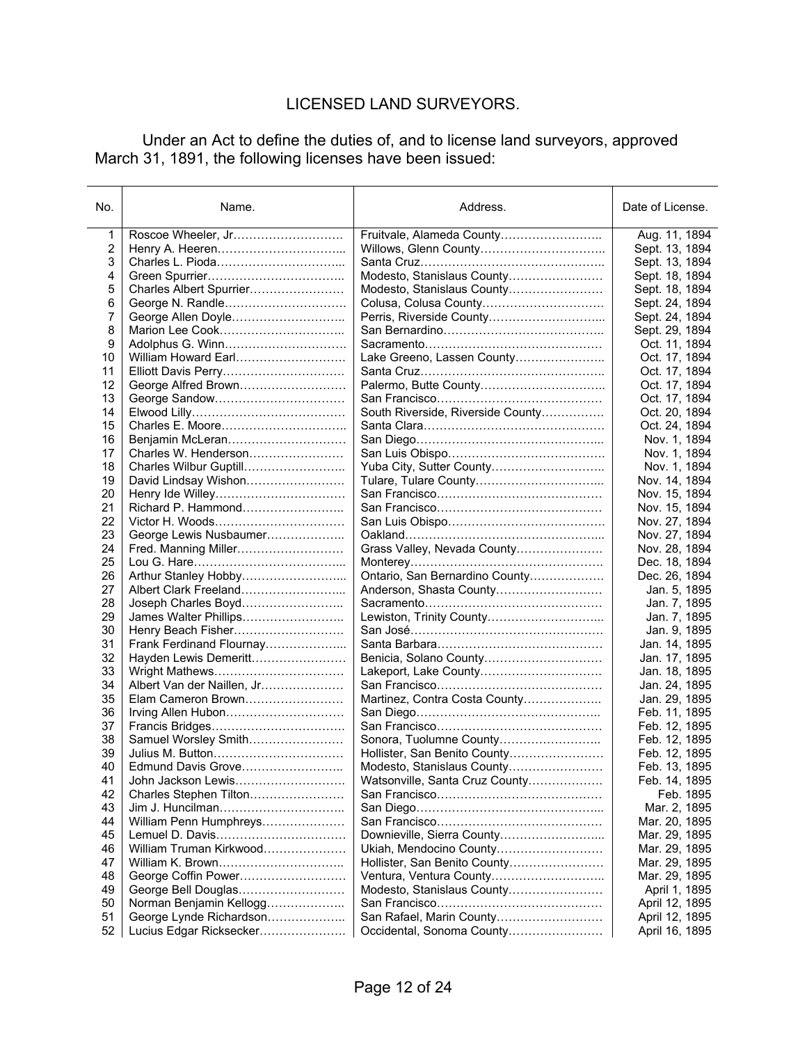## LICENSED LAND SURVEYORS.

Under an Act to define the duties of, and to license land surveyors, approved March 31, 1891, the following licenses have been issued:

| No. | Name. | Address. | Date of License. |
|---|---|---|---|
| 1 | Roscoe Wheeler, Jr. | Fruitvale, Alameda County | Aug. 11, 1894 |
| 2 | Henry A. Heeren | Willows, Glenn County | Sept. 13, 1894 |
| 3 | Charles L. Pioda | Santa Cruz | Sept. 13, 1894 |
| 4 | Green Spurrier | Modesto, Stanislaus County | Sept. 18, 1894 |
| 5 | Charles Albert Spurrier | Modesto, Stanislaus County | Sept. 18, 1894 |
| 6 | George N. Randle | Colusa, Colusa County | Sept. 24, 1894 |
| 7 | George Allen Doyle | Perris, Riverside County | Sept. 24, 1894 |
| 8 | Marion Lee Cook | San Bernardino | Sept. 29, 1894 |
| 9 | Adolphus G. Winn | Sacramento | Oct. 11, 1894 |
| 10 | William Howard Earl | Lake Greeno, Lassen County | Oct. 17, 1894 |
| 11 | Elliott Davis Perry | Santa Cruz | Oct. 17, 1894 |
| 12 | George Alfred Brown | Palermo, Butte County | Oct. 17, 1894 |
| 13 | George Sandow | San Francisco | Oct. 17, 1894 |
| 14 | Elwood Lilly | South Riverside, Riverside County | Oct. 20, 1894 |
| 15 | Charles E. Moore | Santa Clara | Oct. 24, 1894 |
| 16 | Benjamin McLeran | San Diego | Nov. 1, 1894 |
| 17 | Charles W. Henderson | San Luis Obispo | Nov. 1, 1894 |
| 18 | Charles Wilbur Guptill | Yuba City, Sutter County | Nov. 1, 1894 |
| 19 | David Lindsay Wishon | Tulare, Tulare County | Nov. 14, 1894 |
| 20 | Henry Ide Willey | San Francisco | Nov. 15, 1894 |
| 21 | Richard P. Hammond | San Francisco | Nov. 15, 1894 |
| 22 | Victor H. Woods | San Luis Obispo | Nov. 27, 1894 |
| 23 | George Lewis Nusbaumer | Oakland | Nov. 27, 1894 |
| 24 | Fred. Manning Miller | Grass Valley, Nevada County | Nov. 28, 1894 |
| 25 | Lou G. Hare | Monterey | Dec. 18, 1894 |
| 26 | Arthur Stanley Hobby | Ontario, San Bernardino County | Dec. 26, 1894 |
| 27 | Albert Clark Freeland | Anderson, Shasta County | Jan. 5, 1895 |
| 28 | Joseph Charles Boyd | Sacramento | Jan. 7, 1895 |
| 29 | James Walter Phillips | Lewiston, Trinity County | Jan. 7, 1895 |
| 30 | Henry Beach Fisher | San José | Jan. 9, 1895 |
| 31 | Frank Ferdinand Flournay | Santa Barbara | Jan. 14, 1895 |
| 32 | Hayden Lewis Demeritt | Benicia, Solano County | Jan. 17, 1895 |
| 33 | Wright Mathews | Lakeport, Lake County | Jan. 18, 1895 |
| 34 | Albert Van der Naillen, Jr. | San Francisco | Jan. 24, 1895 |
| 35 | Elam Cameron Brown | Martinez, Contra Costa County | Jan. 29, 1895 |
| 36 | Irving Allen Hubon | San Diego | Feb. 11, 1895 |
| 37 | Francis Bridges | San Francisco | Feb. 12, 1895 |
| 38 | Samuel Worsley Smith | Sonora, Tuolumne County | Feb. 12, 1895 |
| 39 | Julius M. Button | Hollister, San Benito County | Feb. 12, 1895 |
| 40 | Edmund Davis Grove | Modesto, Stanislaus County | Feb. 13, 1895 |
| 41 | John Jackson Lewis | Watsonville, Santa Cruz County | Feb. 14, 1895 |
| 42 | Charles Stephen Tilton | San Francisco | Feb. 1895 |
| 43 | Jim J. Huncilman | San Diego | Mar. 2, 1895 |
| 44 | William Penn Humphreys | San Francisco | Mar. 20, 1895 |
| 45 | Lemuel D. Davis | Downieville, Sierra County | Mar. 29, 1895 |
| 46 | William Truman Kirkwood | Ukiah, Mendocino County | Mar. 29, 1895 |
| 47 | William K. Brown | Hollister, San Benito County | Mar. 29, 1895 |
| 48 | George Coffin Power | Ventura, Ventura County | Mar. 29, 1895 |
| 49 | George Bell Douglas | Modesto, Stanislaus County | April 1, 1895 |
| 50 | Norman Benjamin Kellogg | San Francisco | April 12, 1895 |
| 51 | George Lynde Richardson | San Rafael, Marin County | April 12, 1895 |
| 52 | Lucius Edgar Ricksecker | Occidental, Sonoma County | April 16, 1895 |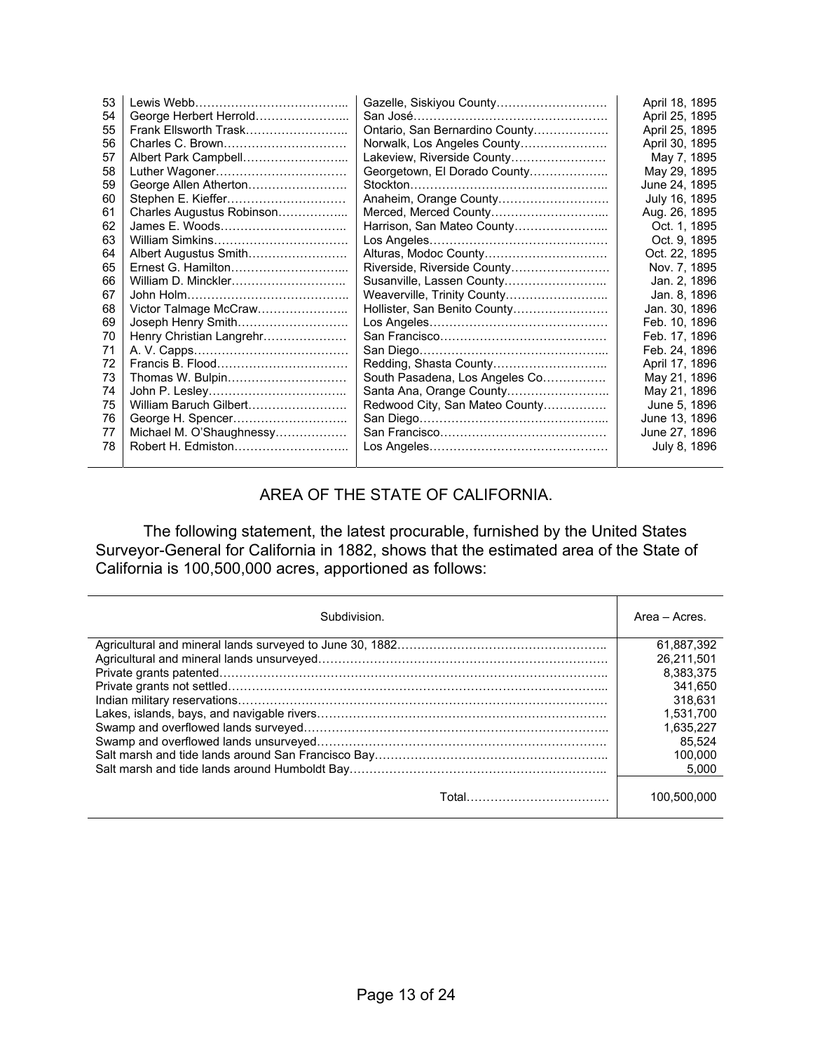| | | | |
|---|---|---|---|
| 53 | Lewis Webb | Gazelle, Siskiyou County | April 18, 1895 |
| 54 | George Herbert Herrold | San José | April 25, 1895 |
| 55 | Frank Ellsworth Trask | Ontario, San Bernardino County | April 25, 1895 |
| 56 | Charles C. Brown | Norwalk, Los Angeles County | April 30, 1895 |
| 57 | Albert Park Campbell | Lakeview, Riverside County | May 7, 1895 |
| 58 | Luther Wagoner | Georgetown, El Dorado County | May 29, 1895 |
| 59 | George Allen Atherton | Stockton | June 24, 1895 |
| 60 | Stephen E. Kieffer | Anaheim, Orange County | July 16, 1895 |
| 61 | Charles Augustus Robinson | Merced, Merced County | Aug. 26, 1895 |
| 62 | James E. Woods | Harrison, San Mateo County | Oct. 1, 1895 |
| 63 | William Simkins | Los Angeles | Oct. 9, 1895 |
| 64 | Albert Augustus Smith | Alturas, Modoc County | Oct. 22, 1895 |
| 65 | Ernest G. Hamilton | Riverside, Riverside County | Nov. 7, 1895 |
| 66 | William D. Minckler | Susanville, Lassen County | Jan. 2, 1896 |
| 67 | John Holm | Weaverville, Trinity County | Jan. 8, 1896 |
| 68 | Victor Talmage McCraw | Hollister, San Benito County | Jan. 30, 1896 |
| 69 | Joseph Henry Smith | Los Angeles | Feb. 10, 1896 |
| 70 | Henry Christian Langrehr | San Francisco | Feb. 17, 1896 |
| 71 | A. V. Capps | San Diego | Feb. 24, 1896 |
| 72 | Francis B. Flood | Redding, Shasta County | April 17, 1896 |
| 73 | Thomas W. Bulpin | South Pasadena, Los Angeles Co | May 21, 1896 |
| 74 | John P. Lesley | Santa Ana, Orange County | May 21, 1896 |
| 75 | William Baruch Gilbert | Redwood City, San Mateo County | June 5, 1896 |
| 76 | George H. Spencer | San Diego | June 13, 1896 |
| 77 | Michael M. O'Shaughnessy | San Francisco | June 27, 1896 |
| 78 | Robert H. Edmiston | Los Angeles | July 8, 1896 |

## AREA OF THE STATE OF CALIFORNIA.

The following statement, the latest procurable, furnished by the United States Surveyor-General for California in 1882, shows that the estimated area of the State of California is 100,500,000 acres, apportioned as follows:

| Subdivision. | Area – Acres. |
|---|---|
| Agricultural and mineral lands surveyed to June 30, 1882 | 61,887,392 |
| Agricultural and mineral lands unsurveyed | 26,211,501 |
| Private grants patented | 8,383,375 |
| Private grants not settled | 341,650 |
| Indian military reservations | 318,631 |
| Lakes, islands, bays, and navigable rivers | 1,531,700 |
| Swamp and overflowed lands surveyed | 1,635,227 |
| Swamp and overflowed lands unsurveyed | 85,524 |
| Salt marsh and tide lands around San Francisco Bay | 100,000 |
| Salt marsh and tide lands around Humboldt Bay | 5,000 |
| Total | 100,500,000 |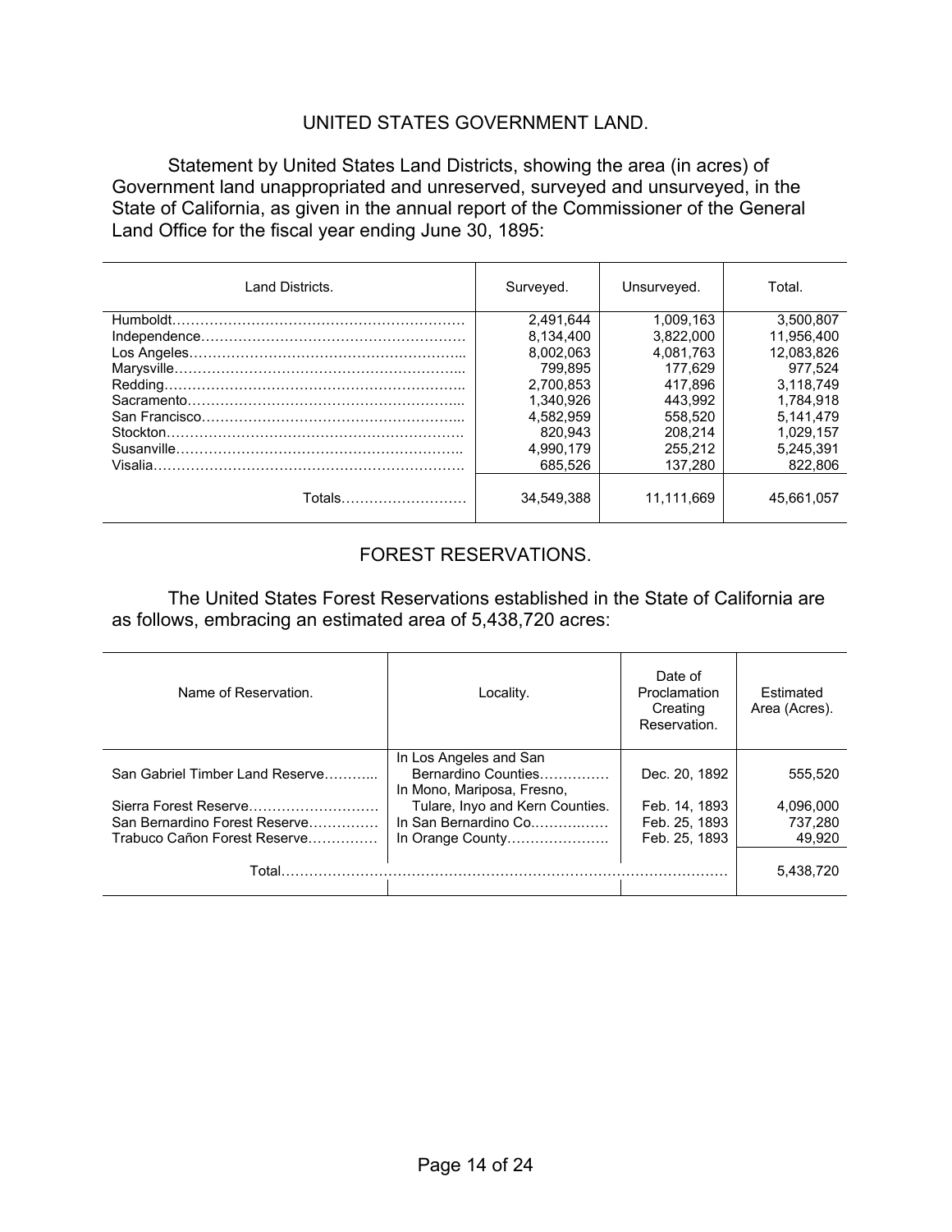## UNITED STATES GOVERNMENT LAND.

Statement by United States Land Districts, showing the area (in acres) of Government land unappropriated and unreserved, surveyed and unsurveyed, in the State of California, as given in the annual report of the Commissioner of the General Land Office for the fiscal year ending June 30, 1895:

| Land Districts. | Surveyed. | Unsurveyed. | Total. |
|---|---|---|---|
| Humboldt………………………………………………………… | 2,491,644 | 1,009,163 | 3,500,807 |
| Independence………………………………………………… | 8,134,400 | 3,822,000 | 11,956,400 |
| Los Angeles…………………………………………………... | 8,002,063 | 4,081,763 | 12,083,826 |
| Marysville……………………………………………………... | 799,895 | 177,629 | 977,524 |
| Redding………………………………………………………... | 2,700,853 | 417,896 | 3,118,749 |
| Sacramento…………………………………………………... | 1,340,926 | 443,992 | 1,784,918 |
| San Francisco………………………………………………... | 4,582,959 | 558,520 | 5,141,479 |
| Stockton……………………………………………………… | 820,943 | 208,214 | 1,029,157 |
| Susanville…………………………………………………….. | 4,990,179 | 255,212 | 5,245,391 |
| Visalia………………………………………………………… | 685,526 | 137,280 | 822,806 |
| Totals……………………… | 34,549,388 | 11,111,669 | 45,661,057 |

## FOREST RESERVATIONS.

The United States Forest Reservations established in the State of California are as follows, embracing an estimated area of 5,438,720 acres:

| Name of Reservation. | Locality. | Date of Proclamation Creating Reservation. | Estimated Area (Acres). |
|---|---|---|---|
| San Gabriel Timber Land Reserve………... | In Los Angeles and San Bernardino Counties…………… | Dec. 20, 1892 | 555,520 |
| Sierra Forest Reserve……………………… | In Mono, Mariposa, Fresno, Tulare, Inyo and Kern Counties. | Feb. 14, 1893 | 4,096,000 |
| San Bernardino Forest Reserve…………… | In San Bernardino Co……….…… | Feb. 25, 1893 | 737,280 |
| Trabuco Cañon Forest Reserve…………… | In Orange County…………………. | Feb. 25, 1893 | 49,920 |
| Total………………………………………………………………………………… | | | 5,438,720 |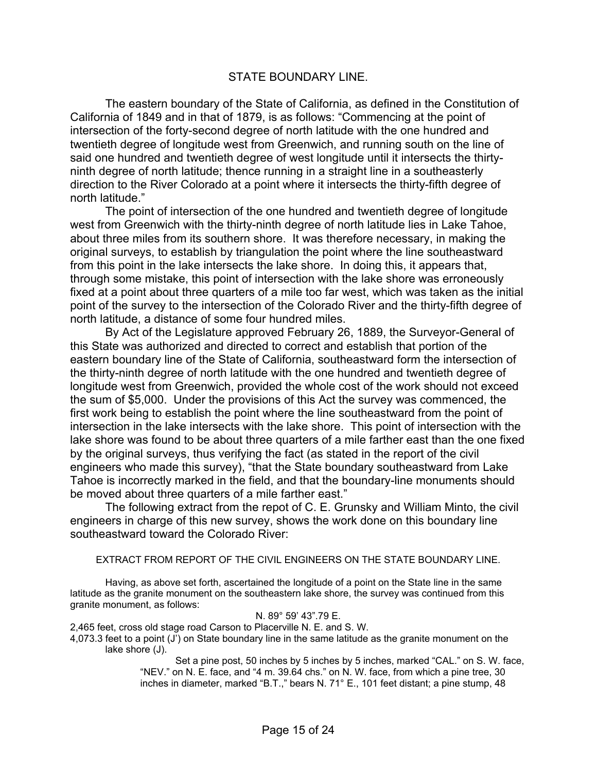## STATE BOUNDARY LINE.

The eastern boundary of the State of California, as defined in the Constitution of California of 1849 and in that of 1879, is as follows: "Commencing at the point of intersection of the forty-second degree of north latitude with the one hundred and twentieth degree of longitude west from Greenwich, and running south on the line of said one hundred and twentieth degree of west longitude until it intersects the thirty-ninth degree of north latitude; thence running in a straight line in a southeasterly direction to the River Colorado at a point where it intersects the thirty-fifth degree of north latitude."

The point of intersection of the one hundred and twentieth degree of longitude west from Greenwich with the thirty-ninth degree of north latitude lies in Lake Tahoe, about three miles from its southern shore. It was therefore necessary, in making the original surveys, to establish by triangulation the point where the line southeastward from this point in the lake intersects the lake shore. In doing this, it appears that, through some mistake, this point of intersection with the lake shore was erroneously fixed at a point about three quarters of a mile too far west, which was taken as the initial point of the survey to the intersection of the Colorado River and the thirty-fifth degree of north latitude, a distance of some four hundred miles.

By Act of the Legislature approved February 26, 1889, the Surveyor-General of this State was authorized and directed to correct and establish that portion of the eastern boundary line of the State of California, southeastward form the intersection of the thirty-ninth degree of north latitude with the one hundred and twentieth degree of longitude west from Greenwich, provided the whole cost of the work should not exceed the sum of $5,000. Under the provisions of this Act the survey was commenced, the first work being to establish the point where the line southeastward from the point of intersection in the lake intersects with the lake shore. This point of intersection with the lake shore was found to be about three quarters of a mile farther east than the one fixed by the original surveys, thus verifying the fact (as stated in the report of the civil engineers who made this survey), "that the State boundary southeastward from Lake Tahoe is incorrectly marked in the field, and that the boundary-line monuments should be moved about three quarters of a mile farther east."

The following extract from the repot of C. E. Grunsky and William Minto, the civil engineers in charge of this new survey, shows the work done on this boundary line southeastward toward the Colorado River:

### EXTRACT FROM REPORT OF THE CIVIL ENGINEERS ON THE STATE BOUNDARY LINE.

Having, as above set forth, ascertained the longitude of a point on the State line in the same latitude as the granite monument on the southeastern lake shore, the survey was continued from this granite monument, as follows:

N. 89° 59' 43".79 E.

2,465 feet, cross old stage road Carson to Placerville N. E. and S. W.

4,073.3 feet to a point (J') on State boundary line in the same latitude as the granite monument on the lake shore (J).

Set a pine post, 50 inches by 5 inches by 5 inches, marked "CAL." on S. W. face, "NEV." on N. E. face, and "4 m. 39.64 chs." on N. W. face, from which a pine tree, 30 inches in diameter, marked "B.T.," bears N. 71° E., 101 feet distant; a pine stump, 48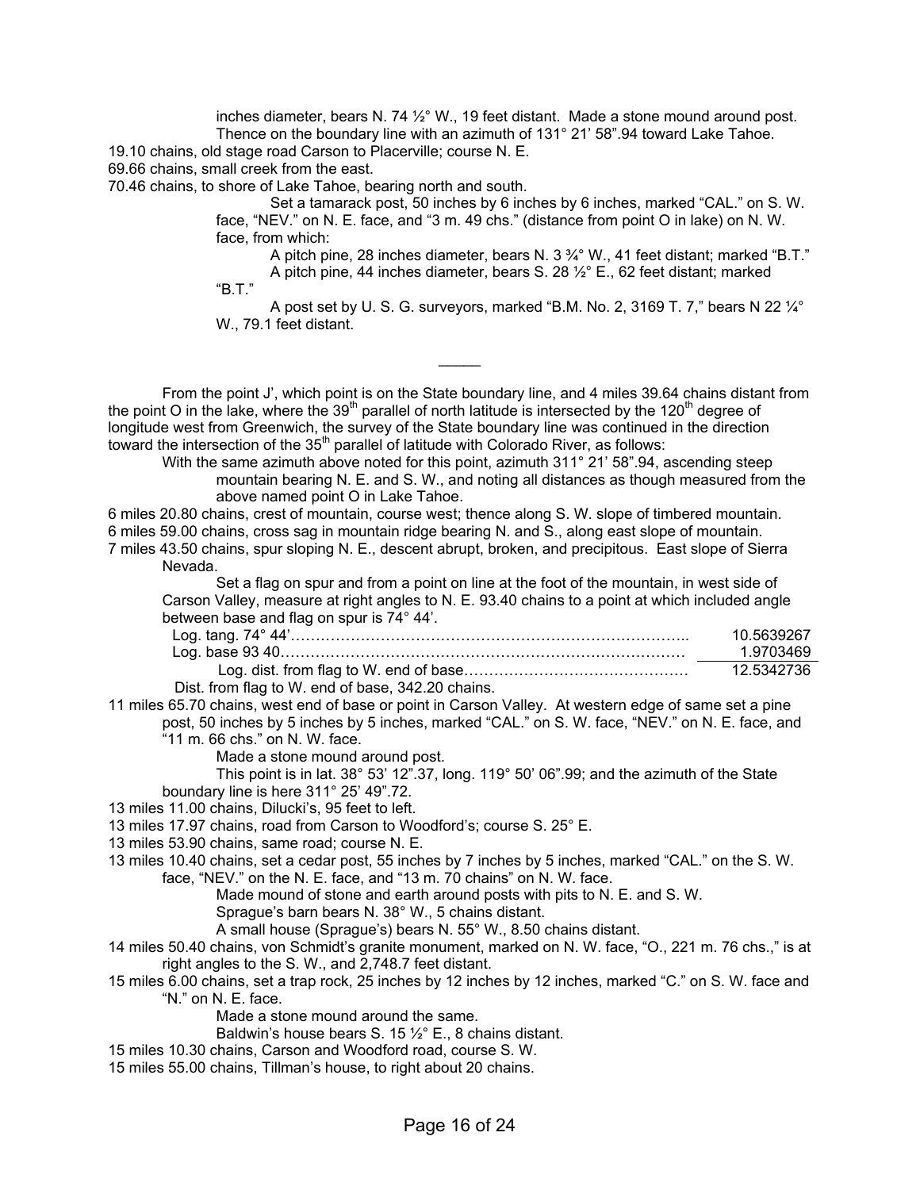inches diameter, bears N. 74 ½° W., 19 feet distant. Made a stone mound around post.

Thence on the boundary line with an azimuth of 131° 21' 58".94 toward Lake Tahoe.

19.10 chains, old stage road Carson to Placerville; course N. E.

69.66 chains, small creek from the east.

70.46 chains, to shore of Lake Tahoe, bearing north and south.

Set a tamarack post, 50 inches by 6 inches by 6 inches, marked "CAL." on S. W. face, "NEV." on N. E. face, and "3 m. 49 chs." (distance from point O in lake) on N. W. face, from which:

A pitch pine, 28 inches diameter, bears N. 3 ¾° W., 41 feet distant; marked "B.T."

A pitch pine, 44 inches diameter, bears S. 28 ½° E., 62 feet distant; marked "B.T."

A post set by U. S. G. surveyors, marked "B.M. No. 2, 3169 T. 7," bears N 22 ¼° W., 79.1 feet distant.

_____

From the point J', which point is on the State boundary line, and 4 miles 39.64 chains distant from the point O in the lake, where the 39th parallel of north latitude is intersected by the 120th degree of longitude west from Greenwich, the survey of the State boundary line was continued in the direction toward the intersection of the 35th parallel of latitude with Colorado River, as follows:

With the same azimuth above noted for this point, azimuth 311° 21' 58".94, ascending steep mountain bearing N. E. and S. W., and noting all distances as though measured from the above named point O in Lake Tahoe.

6 miles 20.80 chains, crest of mountain, course west; thence along S. W. slope of timbered mountain.

6 miles 59.00 chains, cross sag in mountain ridge bearing N. and S., along east slope of mountain.

7 miles 43.50 chains, spur sloping N. E., descent abrupt, broken, and precipitous. East slope of Sierra Nevada.

Set a flag on spur and from a point on line at the foot of the mountain, in west side of Carson Valley, measure at right angles to N. E. 93.40 chains to a point at which included angle between base and flag on spur is 74° 44'.

| | |
|---|---|
| Log. tang. 74° 44'…………………………………………………………………….. | 10.5639267 |
| Log. base 93 40……………………………………………………………………… | 1.9703469 |
| Log. dist. from flag to W. end of base……………………………………… | 12.5342736 |

Dist. from flag to W. end of base, 342.20 chains.

11 miles 65.70 chains, west end of base or point in Carson Valley. At western edge of same set a pine post, 50 inches by 5 inches by 5 inches, marked "CAL." on S. W. face, "NEV." on N. E. face, and "11 m. 66 chs." on N. W. face.

Made a stone mound around post.

This point is in lat. 38° 53' 12".37, long. 119° 50' 06".99; and the azimuth of the State boundary line is here 311° 25' 49".72.

13 miles 11.00 chains, Dilucki's, 95 feet to left.

13 miles 17.97 chains, road from Carson to Woodford's; course S. 25° E.

13 miles 53.90 chains, same road; course N. E.

13 miles 10.40 chains, set a cedar post, 55 inches by 7 inches by 5 inches, marked "CAL." on the S. W. face, "NEV." on the N. E. face, and "13 m. 70 chains" on N. W. face.

Made mound of stone and earth around posts with pits to N. E. and S. W.

Sprague's barn bears N. 38° W., 5 chains distant.

A small house (Sprague's) bears N. 55° W., 8.50 chains distant.

14 miles 50.40 chains, von Schmidt's granite monument, marked on N. W. face, "O., 221 m. 76 chs.," is at right angles to the S. W., and 2,748.7 feet distant.

15 miles 6.00 chains, set a trap rock, 25 inches by 12 inches by 12 inches, marked "C." on S. W. face and "N." on N. E. face.

Made a stone mound around the same.

Baldwin's house bears S. 15 ½° E., 8 chains distant.

15 miles 10.30 chains, Carson and Woodford road, course S. W.

15 miles 55.00 chains, Tillman's house, to right about 20 chains.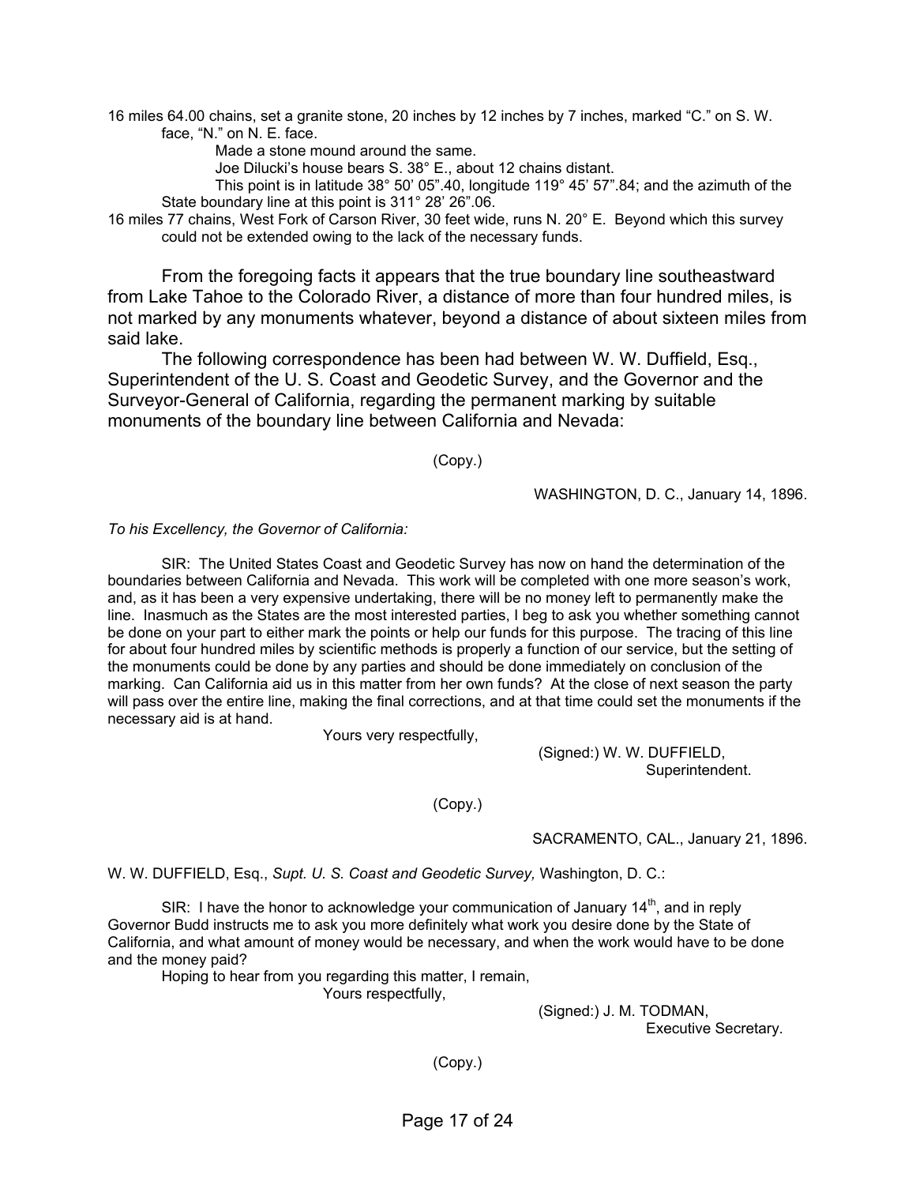16 miles 64.00 chains, set a granite stone, 20 inches by 12 inches by 7 inches, marked "C." on S. W. face, "N." on N. E. face.

Made a stone mound around the same.

Joe Dilucki's house bears S. 38° E., about 12 chains distant.

This point is in latitude 38° 50' 05".40, longitude 119° 45' 57".84; and the azimuth of the State boundary line at this point is 311° 28' 26".06.

16 miles 77 chains, West Fork of Carson River, 30 feet wide, runs N. 20° E. Beyond which this survey could not be extended owing to the lack of the necessary funds.

From the foregoing facts it appears that the true boundary line southeastward from Lake Tahoe to the Colorado River, a distance of more than four hundred miles, is not marked by any monuments whatever, beyond a distance of about sixteen miles from said lake.

The following correspondence has been had between W. W. Duffield, Esq., Superintendent of the U. S. Coast and Geodetic Survey, and the Governor and the Surveyor-General of California, regarding the permanent marking by suitable monuments of the boundary line between California and Nevada:

(Copy.)

WASHINGTON, D. C., January 14, 1896.

*To his Excellency, the Governor of California:*

SIR: The United States Coast and Geodetic Survey has now on hand the determination of the boundaries between California and Nevada. This work will be completed with one more season's work, and, as it has been a very expensive undertaking, there will be no money left to permanently make the line. Inasmuch as the States are the most interested parties, I beg to ask you whether something cannot be done on your part to either mark the points or help our funds for this purpose. The tracing of this line for about four hundred miles by scientific methods is properly a function of our service, but the setting of the monuments could be done by any parties and should be done immediately on conclusion of the marking. Can California aid us in this matter from her own funds? At the close of next season the party will pass over the entire line, making the final corrections, and at that time could set the monuments if the necessary aid is at hand.

Yours very respectfully,

(Signed:) W. W. DUFFIELD,
Superintendent.

(Copy.)

SACRAMENTO, CAL., January 21, 1896.

W. W. DUFFIELD, Esq., *Supt. U. S. Coast and Geodetic Survey,* Washington, D. C.:

SIR: I have the honor to acknowledge your communication of January 14th, and in reply Governor Budd instructs me to ask you more definitely what work you desire done by the State of California, and what amount of money would be necessary, and when the work would have to be done and the money paid?

Hoping to hear from you regarding this matter, I remain,

Yours respectfully,

(Signed:) J. M. TODMAN,
Executive Secretary.

(Copy.)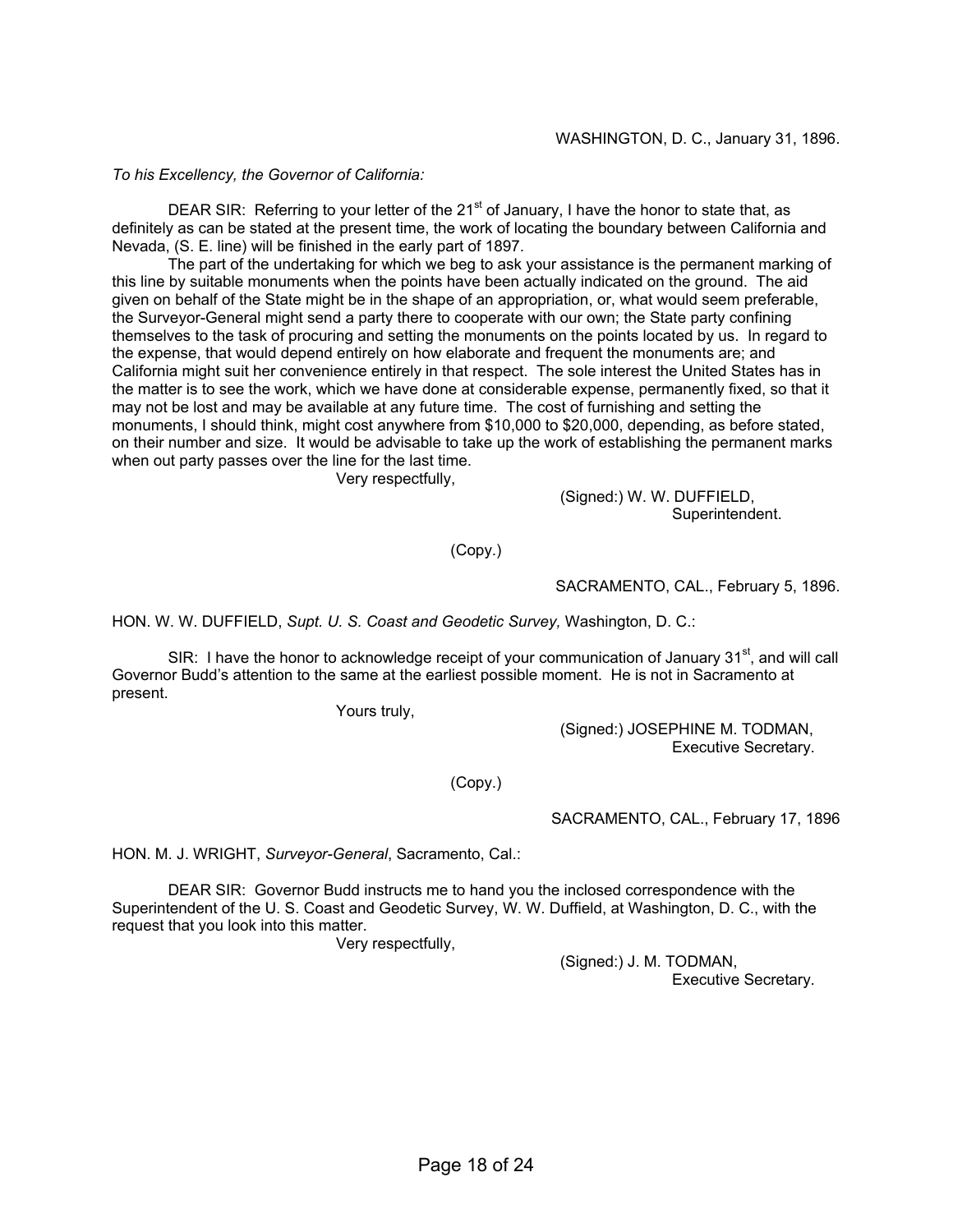WASHINGTON, D. C., January 31, 1896.

*To his Excellency, the Governor of California:*

DEAR SIR: Referring to your letter of the 21st of January, I have the honor to state that, as definitely as can be stated at the present time, the work of locating the boundary between California and Nevada, (S. E. line) will be finished in the early part of 1897.

The part of the undertaking for which we beg to ask your assistance is the permanent marking of this line by suitable monuments when the points have been actually indicated on the ground. The aid given on behalf of the State might be in the shape of an appropriation, or, what would seem preferable, the Surveyor-General might send a party there to cooperate with our own; the State party confining themselves to the task of procuring and setting the monuments on the points located by us. In regard to the expense, that would depend entirely on how elaborate and frequent the monuments are; and California might suit her convenience entirely in that respect. The sole interest the United States has in the matter is to see the work, which we have done at considerable expense, permanently fixed, so that it may not be lost and may be available at any future time. The cost of furnishing and setting the monuments, I should think, might cost anywhere from $10,000 to $20,000, depending, as before stated, on their number and size. It would be advisable to take up the work of establishing the permanent marks when out party passes over the line for the last time.

Very respectfully,

(Signed:) W. W. DUFFIELD,
Superintendent.

(Copy.)

SACRAMENTO, CAL., February 5, 1896.

HON. W. W. DUFFIELD, *Supt. U. S. Coast and Geodetic Survey,* Washington, D. C.:

SIR: I have the honor to acknowledge receipt of your communication of January 31st, and will call Governor Budd's attention to the same at the earliest possible moment. He is not in Sacramento at present.

Yours truly,

(Signed:) JOSEPHINE M. TODMAN,
Executive Secretary.

(Copy.)

SACRAMENTO, CAL., February 17, 1896

HON. M. J. WRIGHT, *Surveyor-General*, Sacramento, Cal.:

DEAR SIR: Governor Budd instructs me to hand you the inclosed correspondence with the Superintendent of the U. S. Coast and Geodetic Survey, W. W. Duffield, at Washington, D. C., with the request that you look into this matter.

Very respectfully,

(Signed:) J. M. TODMAN,
Executive Secretary.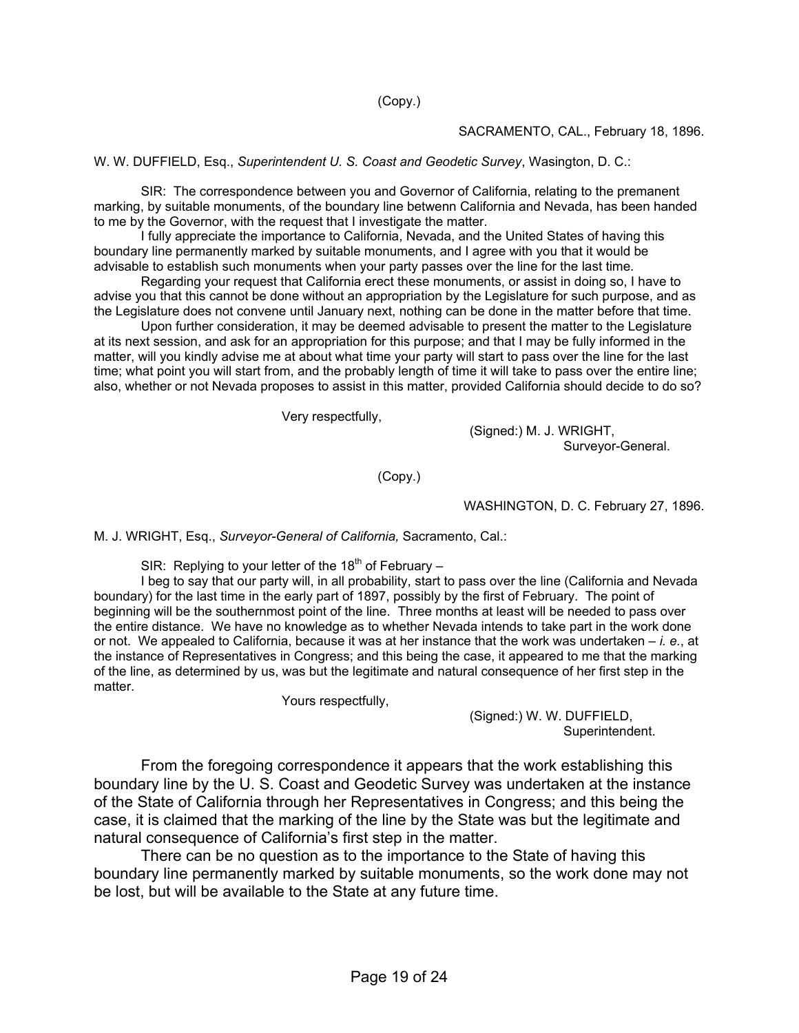(Copy.)

SACRAMENTO, CAL., February 18, 1896.

W. W. DUFFIELD, Esq., *Superintendent U. S. Coast and Geodetic Survey*, Wasington, D. C.:

SIR: The correspondence between you and Governor of California, relating to the premanent marking, by suitable monuments, of the boundary line betwenn California and Nevada, has been handed to me by the Governor, with the request that I investigate the matter.

I fully appreciate the importance to California, Nevada, and the United States of having this boundary line permanently marked by suitable monuments, and I agree with you that it would be advisable to establish such monuments when your party passes over the line for the last time.

Regarding your request that California erect these monuments, or assist in doing so, I have to advise you that this cannot be done without an appropriation by the Legislature for such purpose, and as the Legislature does not convene until January next, nothing can be done in the matter before that time.

Upon further consideration, it may be deemed advisable to present the matter to the Legislature at its next session, and ask for an appropriation for this purpose; and that I may be fully informed in the matter, will you kindly advise me at about what time your party will start to pass over the line for the last time; what point you will start from, and the probably length of time it will take to pass over the entire line; also, whether or not Nevada proposes to assist in this matter, provided California should decide to do so?

Very respectfully,

(Signed:) M. J. WRIGHT,
Surveyor-General.

(Copy.)

WASHINGTON, D. C. February 27, 1896.

M. J. WRIGHT, Esq., *Surveyor-General of California,* Sacramento, Cal.:

SIR: Replying to your letter of the 18th of February –

I beg to say that our party will, in all probability, start to pass over the line (California and Nevada boundary) for the last time in the early part of 1897, possibly by the first of February. The point of beginning will be the southernmost point of the line. Three months at least will be needed to pass over the entire distance. We have no knowledge as to whether Nevada intends to take part in the work done or not. We appealed to California, because it was at her instance that the work was undertaken – *i. e.*, at the instance of Representatives in Congress; and this being the case, it appeared to me that the marking of the line, as determined by us, was but the legitimate and natural consequence of her first step in the matter.

Yours respectfully,

(Signed:) W. W. DUFFIELD,
Superintendent.

From the foregoing correspondence it appears that the work establishing this boundary line by the U. S. Coast and Geodetic Survey was undertaken at the instance of the State of California through her Representatives in Congress; and this being the case, it is claimed that the marking of the line by the State was but the legitimate and natural consequence of California's first step in the matter.

There can be no question as to the importance to the State of having this boundary line permanently marked by suitable monuments, so the work done may not be lost, but will be available to the State at any future time.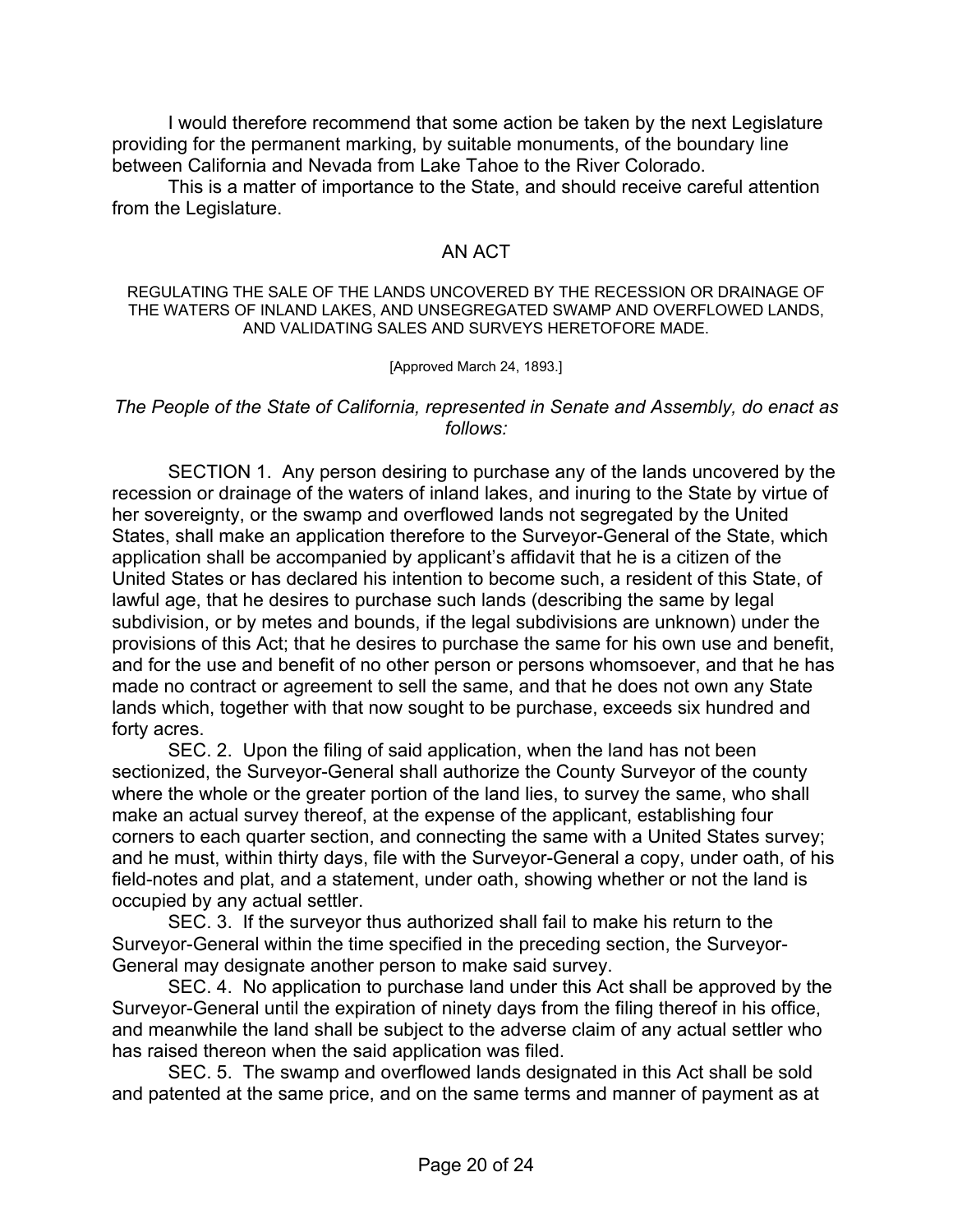I would therefore recommend that some action be taken by the next Legislature providing for the permanent marking, by suitable monuments, of the boundary line between California and Nevada from Lake Tahoe to the River Colorado.

This is a matter of importance to the State, and should receive careful attention from the Legislature.

## AN ACT

REGULATING THE SALE OF THE LANDS UNCOVERED BY THE RECESSION OR DRAINAGE OF THE WATERS OF INLAND LAKES, AND UNSEGREGATED SWAMP AND OVERFLOWED LANDS, AND VALIDATING SALES AND SURVEYS HERETOFORE MADE.

[Approved March 24, 1893.]

*The People of the State of California, represented in Senate and Assembly, do enact as follows:*

SECTION 1. Any person desiring to purchase any of the lands uncovered by the recession or drainage of the waters of inland lakes, and inuring to the State by virtue of her sovereignty, or the swamp and overflowed lands not segregated by the United States, shall make an application therefore to the Surveyor-General of the State, which application shall be accompanied by applicant's affidavit that he is a citizen of the United States or has declared his intention to become such, a resident of this State, of lawful age, that he desires to purchase such lands (describing the same by legal subdivision, or by metes and bounds, if the legal subdivisions are unknown) under the provisions of this Act; that he desires to purchase the same for his own use and benefit, and for the use and benefit of no other person or persons whomsoever, and that he has made no contract or agreement to sell the same, and that he does not own any State lands which, together with that now sought to be purchase, exceeds six hundred and forty acres.

SEC. 2. Upon the filing of said application, when the land has not been sectionized, the Surveyor-General shall authorize the County Surveyor of the county where the whole or the greater portion of the land lies, to survey the same, who shall make an actual survey thereof, at the expense of the applicant, establishing four corners to each quarter section, and connecting the same with a United States survey; and he must, within thirty days, file with the Surveyor-General a copy, under oath, of his field-notes and plat, and a statement, under oath, showing whether or not the land is occupied by any actual settler.

SEC. 3. If the surveyor thus authorized shall fail to make his return to the Surveyor-General within the time specified in the preceding section, the Surveyor-General may designate another person to make said survey.

SEC. 4. No application to purchase land under this Act shall be approved by the Surveyor-General until the expiration of ninety days from the filing thereof in his office, and meanwhile the land shall be subject to the adverse claim of any actual settler who has raised thereon when the said application was filed.

SEC. 5. The swamp and overflowed lands designated in this Act shall be sold and patented at the same price, and on the same terms and manner of payment as at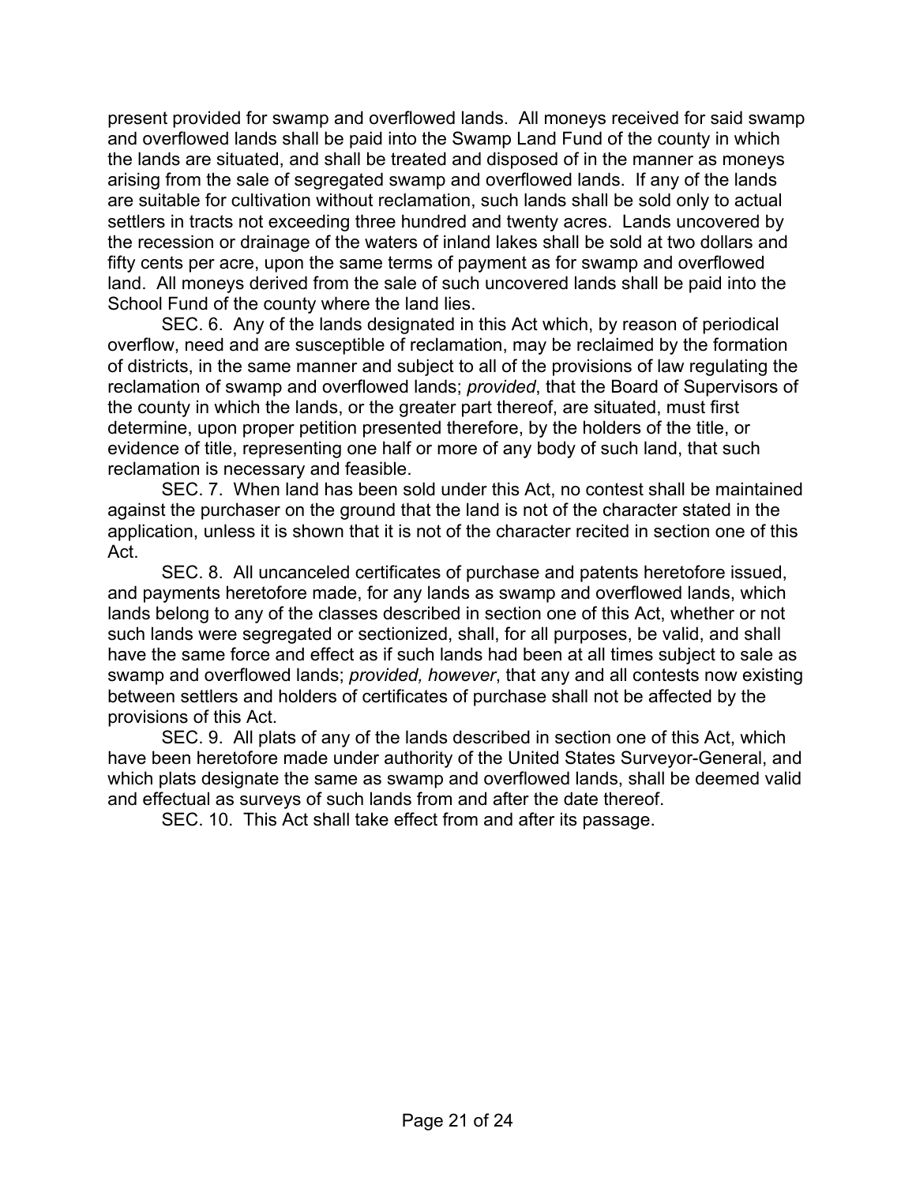present provided for swamp and overflowed lands. All moneys received for said swamp and overflowed lands shall be paid into the Swamp Land Fund of the county in which the lands are situated, and shall be treated and disposed of in the manner as moneys arising from the sale of segregated swamp and overflowed lands. If any of the lands are suitable for cultivation without reclamation, such lands shall be sold only to actual settlers in tracts not exceeding three hundred and twenty acres. Lands uncovered by the recession or drainage of the waters of inland lakes shall be sold at two dollars and fifty cents per acre, upon the same terms of payment as for swamp and overflowed land. All moneys derived from the sale of such uncovered lands shall be paid into the School Fund of the county where the land lies.

SEC. 6. Any of the lands designated in this Act which, by reason of periodical overflow, need and are susceptible of reclamation, may be reclaimed by the formation of districts, in the same manner and subject to all of the provisions of law regulating the reclamation of swamp and overflowed lands; *provided*, that the Board of Supervisors of the county in which the lands, or the greater part thereof, are situated, must first determine, upon proper petition presented therefore, by the holders of the title, or evidence of title, representing one half or more of any body of such land, that such reclamation is necessary and feasible.

SEC. 7. When land has been sold under this Act, no contest shall be maintained against the purchaser on the ground that the land is not of the character stated in the application, unless it is shown that it is not of the character recited in section one of this Act.

SEC. 8. All uncanceled certificates of purchase and patents heretofore issued, and payments heretofore made, for any lands as swamp and overflowed lands, which lands belong to any of the classes described in section one of this Act, whether or not such lands were segregated or sectionized, shall, for all purposes, be valid, and shall have the same force and effect as if such lands had been at all times subject to sale as swamp and overflowed lands; *provided, however*, that any and all contests now existing between settlers and holders of certificates of purchase shall not be affected by the provisions of this Act.

SEC. 9. All plats of any of the lands described in section one of this Act, which have been heretofore made under authority of the United States Surveyor-General, and which plats designate the same as swamp and overflowed lands, shall be deemed valid and effectual as surveys of such lands from and after the date thereof.

SEC. 10. This Act shall take effect from and after its passage.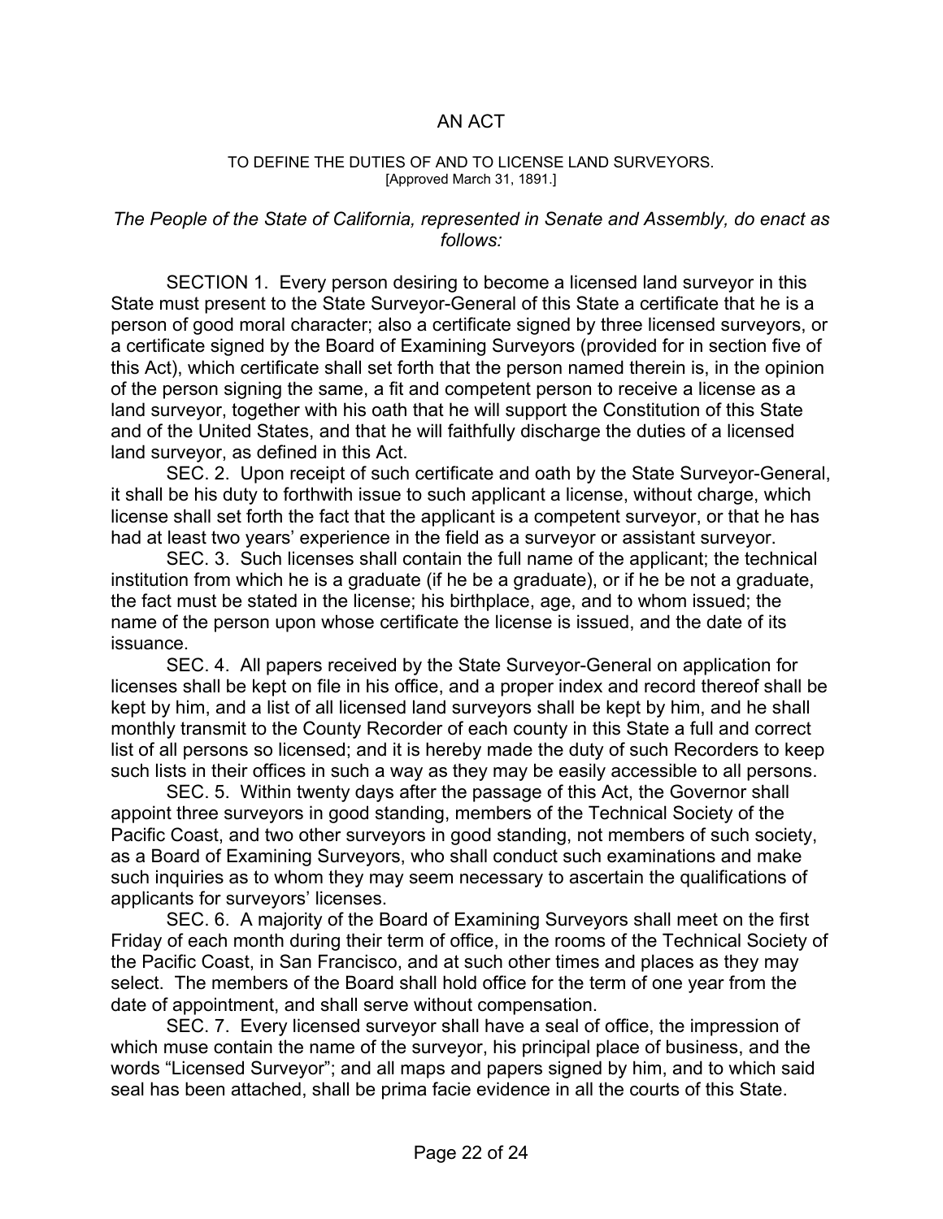# AN ACT

TO DEFINE THE DUTIES OF AND TO LICENSE LAND SURVEYORS.
[Approved March 31, 1891.]

*The People of the State of California, represented in Senate and Assembly, do enact as follows:*

SECTION 1. Every person desiring to become a licensed land surveyor in this State must present to the State Surveyor-General of this State a certificate that he is a person of good moral character; also a certificate signed by three licensed surveyors, or a certificate signed by the Board of Examining Surveyors (provided for in section five of this Act), which certificate shall set forth that the person named therein is, in the opinion of the person signing the same, a fit and competent person to receive a license as a land surveyor, together with his oath that he will support the Constitution of this State and of the United States, and that he will faithfully discharge the duties of a licensed land surveyor, as defined in this Act.

SEC. 2. Upon receipt of such certificate and oath by the State Surveyor-General, it shall be his duty to forthwith issue to such applicant a license, without charge, which license shall set forth the fact that the applicant is a competent surveyor, or that he has had at least two years' experience in the field as a surveyor or assistant surveyor.

SEC. 3. Such licenses shall contain the full name of the applicant; the technical institution from which he is a graduate (if he be a graduate), or if he be not a graduate, the fact must be stated in the license; his birthplace, age, and to whom issued; the name of the person upon whose certificate the license is issued, and the date of its issuance.

SEC. 4. All papers received by the State Surveyor-General on application for licenses shall be kept on file in his office, and a proper index and record thereof shall be kept by him, and a list of all licensed land surveyors shall be kept by him, and he shall monthly transmit to the County Recorder of each county in this State a full and correct list of all persons so licensed; and it is hereby made the duty of such Recorders to keep such lists in their offices in such a way as they may be easily accessible to all persons.

SEC. 5. Within twenty days after the passage of this Act, the Governor shall appoint three surveyors in good standing, members of the Technical Society of the Pacific Coast, and two other surveyors in good standing, not members of such society, as a Board of Examining Surveyors, who shall conduct such examinations and make such inquiries as to whom they may seem necessary to ascertain the qualifications of applicants for surveyors' licenses.

SEC. 6. A majority of the Board of Examining Surveyors shall meet on the first Friday of each month during their term of office, in the rooms of the Technical Society of the Pacific Coast, in San Francisco, and at such other times and places as they may select. The members of the Board shall hold office for the term of one year from the date of appointment, and shall serve without compensation.

SEC. 7. Every licensed surveyor shall have a seal of office, the impression of which muse contain the name of the surveyor, his principal place of business, and the words "Licensed Surveyor"; and all maps and papers signed by him, and to which said seal has been attached, shall be prima facie evidence in all the courts of this State.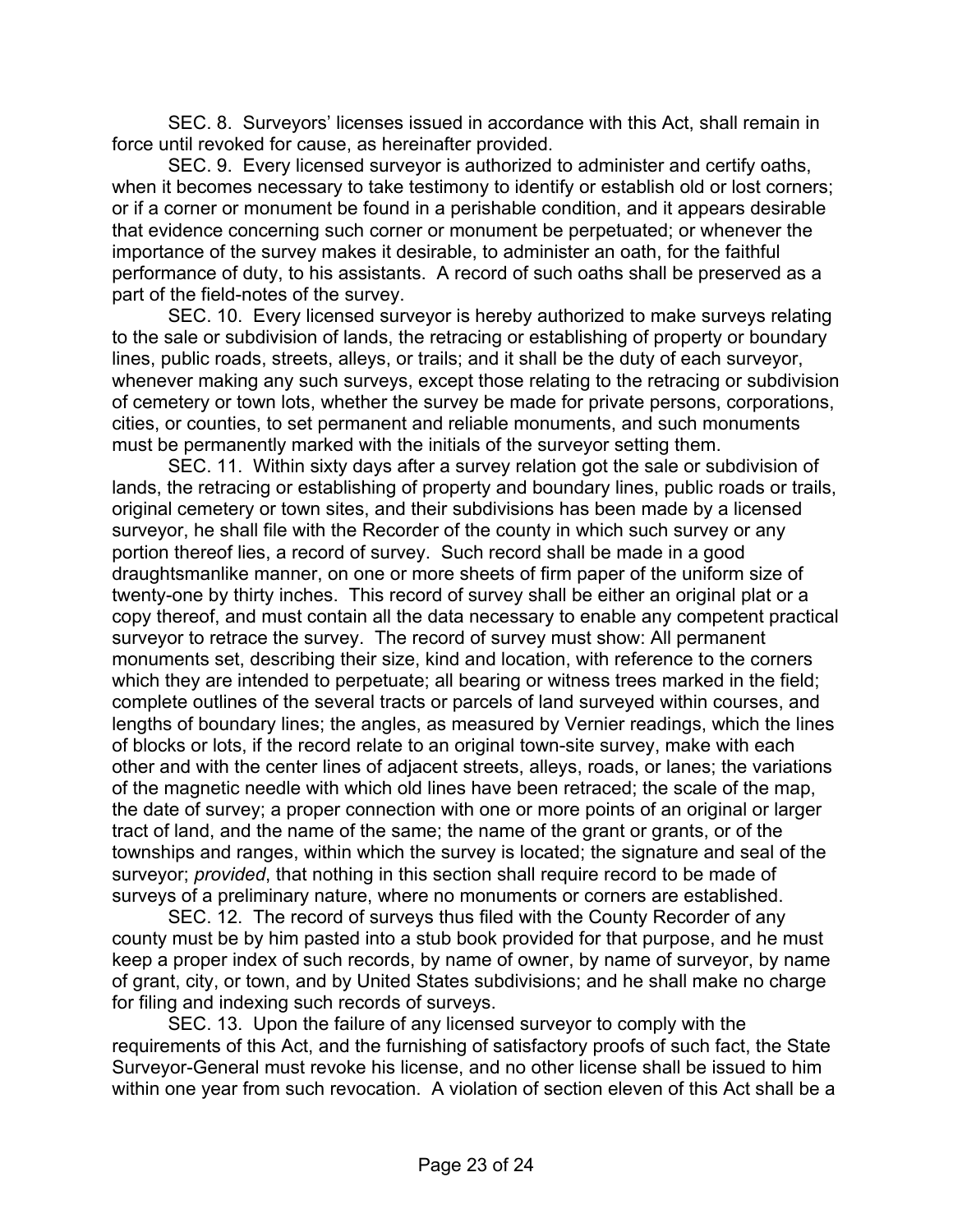SEC. 8. Surveyors' licenses issued in accordance with this Act, shall remain in force until revoked for cause, as hereinafter provided.

SEC. 9. Every licensed surveyor is authorized to administer and certify oaths, when it becomes necessary to take testimony to identify or establish old or lost corners; or if a corner or monument be found in a perishable condition, and it appears desirable that evidence concerning such corner or monument be perpetuated; or whenever the importance of the survey makes it desirable, to administer an oath, for the faithful performance of duty, to his assistants. A record of such oaths shall be preserved as a part of the field-notes of the survey.

SEC. 10. Every licensed surveyor is hereby authorized to make surveys relating to the sale or subdivision of lands, the retracing or establishing of property or boundary lines, public roads, streets, alleys, or trails; and it shall be the duty of each surveyor, whenever making any such surveys, except those relating to the retracing or subdivision of cemetery or town lots, whether the survey be made for private persons, corporations, cities, or counties, to set permanent and reliable monuments, and such monuments must be permanently marked with the initials of the surveyor setting them.

SEC. 11. Within sixty days after a survey relation got the sale or subdivision of lands, the retracing or establishing of property and boundary lines, public roads or trails, original cemetery or town sites, and their subdivisions has been made by a licensed surveyor, he shall file with the Recorder of the county in which such survey or any portion thereof lies, a record of survey. Such record shall be made in a good draughtsmanlike manner, on one or more sheets of firm paper of the uniform size of twenty-one by thirty inches. This record of survey shall be either an original plat or a copy thereof, and must contain all the data necessary to enable any competent practical surveyor to retrace the survey. The record of survey must show: All permanent monuments set, describing their size, kind and location, with reference to the corners which they are intended to perpetuate; all bearing or witness trees marked in the field; complete outlines of the several tracts or parcels of land surveyed within courses, and lengths of boundary lines; the angles, as measured by Vernier readings, which the lines of blocks or lots, if the record relate to an original town-site survey, make with each other and with the center lines of adjacent streets, alleys, roads, or lanes; the variations of the magnetic needle with which old lines have been retraced; the scale of the map, the date of survey; a proper connection with one or more points of an original or larger tract of land, and the name of the same; the name of the grant or grants, or of the townships and ranges, within which the survey is located; the signature and seal of the surveyor; *provided*, that nothing in this section shall require record to be made of surveys of a preliminary nature, where no monuments or corners are established.

SEC. 12. The record of surveys thus filed with the County Recorder of any county must be by him pasted into a stub book provided for that purpose, and he must keep a proper index of such records, by name of owner, by name of surveyor, by name of grant, city, or town, and by United States subdivisions; and he shall make no charge for filing and indexing such records of surveys.

SEC. 13. Upon the failure of any licensed surveyor to comply with the requirements of this Act, and the furnishing of satisfactory proofs of such fact, the State Surveyor-General must revoke his license, and no other license shall be issued to him within one year from such revocation. A violation of section eleven of this Act shall be a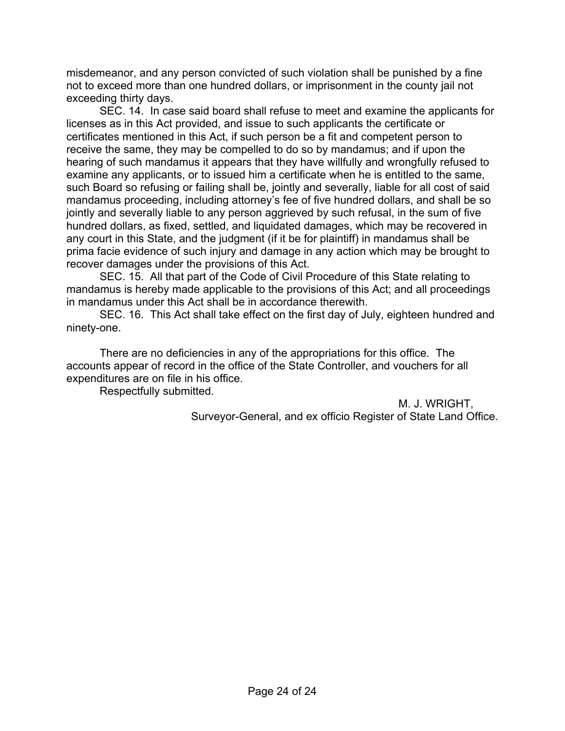misdemeanor, and any person convicted of such violation shall be punished by a fine not to exceed more than one hundred dollars, or imprisonment in the county jail not exceeding thirty days.

SEC. 14. In case said board shall refuse to meet and examine the applicants for licenses as in this Act provided, and issue to such applicants the certificate or certificates mentioned in this Act, if such person be a fit and competent person to receive the same, they may be compelled to do so by mandamus; and if upon the hearing of such mandamus it appears that they have willfully and wrongfully refused to examine any applicants, or to issued him a certificate when he is entitled to the same, such Board so refusing or failing shall be, jointly and severally, liable for all cost of said mandamus proceeding, including attorney's fee of five hundred dollars, and shall be so jointly and severally liable to any person aggrieved by such refusal, in the sum of five hundred dollars, as fixed, settled, and liquidated damages, which may be recovered in any court in this State, and the judgment (if it be for plaintiff) in mandamus shall be prima facie evidence of such injury and damage in any action which may be brought to recover damages under the provisions of this Act.

SEC. 15. All that part of the Code of Civil Procedure of this State relating to mandamus is hereby made applicable to the provisions of this Act; and all proceedings in mandamus under this Act shall be in accordance therewith.

SEC. 16. This Act shall take effect on the first day of July, eighteen hundred and ninety-one.

There are no deficiencies in any of the appropriations for this office. The accounts appear of record in the office of the State Controller, and vouchers for all expenditures are on file in his office.

Respectfully submitted.

M. J. WRIGHT,
Surveyor-General, and ex officio Register of State Land Office.